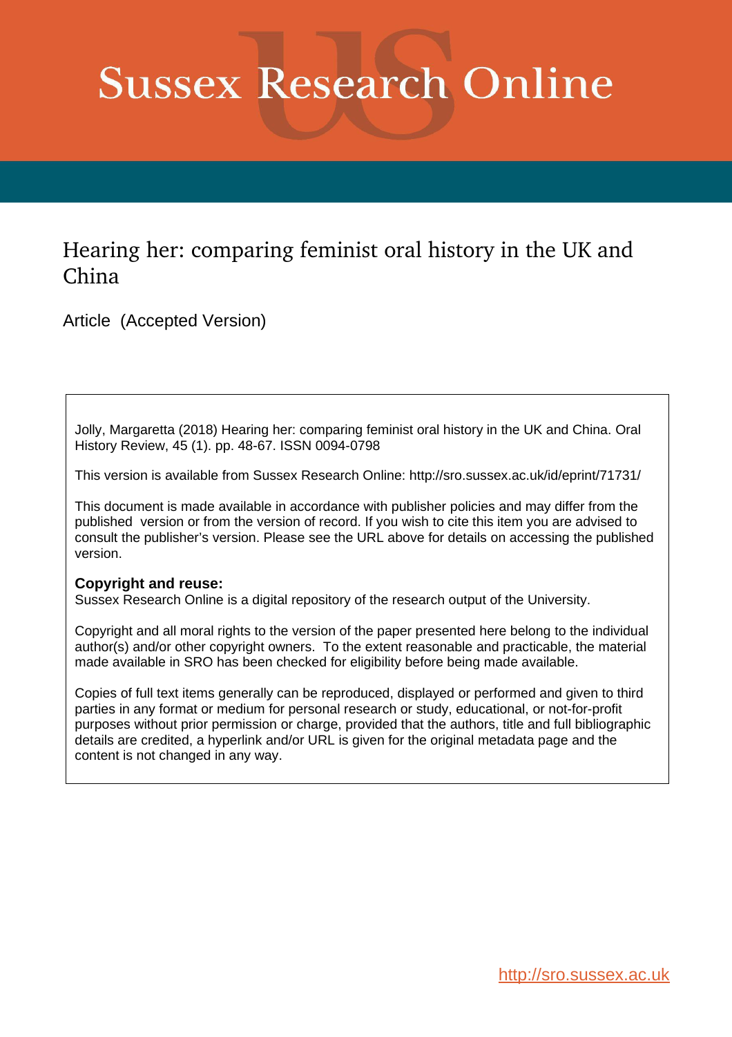# Sussex Research Online

## Hearing her: comparing feminist oral history in the UK and China

Article (Accepted Version)

Jolly, Margaretta (2018) Hearing her: comparing feminist oral history in the UK and China. Oral History Review, 45 (1). pp. 48-67. ISSN 0094-0798

This version is available from Sussex Research Online: http://sro.sussex.ac.uk/id/eprint/71731/

This document is made available in accordance with publisher policies and may differ from the published version or from the version of record. If you wish to cite this item you are advised to consult the publisher's version. Please see the URL above for details on accessing the published version.

**Copyright and reuse:**
Sussex Research Online is a digital repository of the research output of the University.

Copyright and all moral rights to the version of the paper presented here belong to the individual author(s) and/or other copyright owners. To the extent reasonable and practicable, the material made available in SRO has been checked for eligibility before being made available.

Copies of full text items generally can be reproduced, displayed or performed and given to third parties in any format or medium for personal research or study, educational, or not-for-profit purposes without prior permission or charge, provided that the authors, title and full bibliographic details are credited, a hyperlink and/or URL is given for the original metadata page and the content is not changed in any way.

http://sro.sussex.ac.uk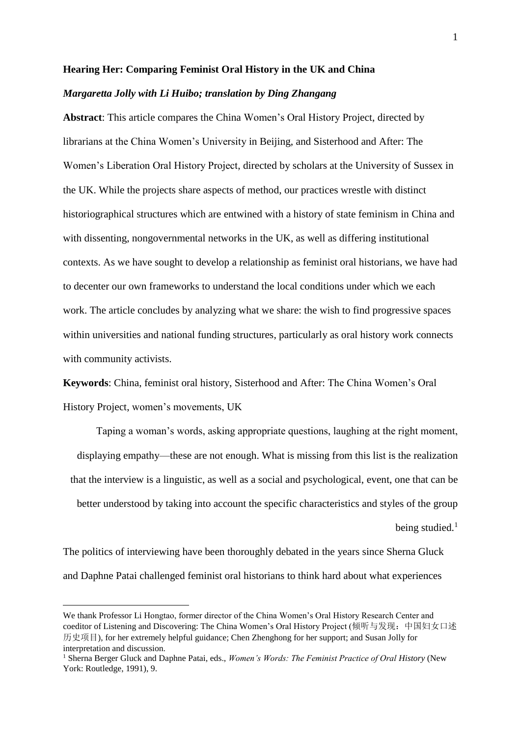**Hearing Her: Comparing Feminist Oral History in the UK and China**

***Margaretta Jolly with Li Huibo; translation by Ding Zhangang***

**Abstract**: This article compares the China Women's Oral History Project, directed by librarians at the China Women's University in Beijing, and Sisterhood and After: The Women's Liberation Oral History Project, directed by scholars at the University of Sussex in the UK. While the projects share aspects of method, our practices wrestle with distinct historiographical structures which are entwined with a history of state feminism in China and with dissenting, nongovernmental networks in the UK, as well as differing institutional contexts. As we have sought to develop a relationship as feminist oral historians, we have had to decenter our own frameworks to understand the local conditions under which we each work. The article concludes by analyzing what we share: the wish to find progressive spaces within universities and national funding structures, particularly as oral history work connects with community activists.

**Keywords**: China, feminist oral history, Sisterhood and After: The China Women's Oral History Project, women's movements, UK

> Taping a woman's words, asking appropriate questions, laughing at the right moment, displaying empathy—these are not enough. What is missing from this list is the realization that the interview is a linguistic, as well as a social and psychological, event, one that can be better understood by taking into account the specific characteristics and styles of the group being studied.[1]

The politics of interviewing have been thoroughly debated in the years since Sherna Gluck and Daphne Patai challenged feminist oral historians to think hard about what experiences

---

We thank Professor Li Hongtao, former director of the China Women's Oral History Research Center and coeditor of Listening and Discovering: The China Women's Oral History Project (倾听与发现：中国妇女口述历史项目), for her extremely helpful guidance; Chen Zhenghong for her support; and Susan Jolly for interpretation and discussion.

[1] Sherna Berger Gluck and Daphne Patai, eds., *Women's Words: The Feminist Practice of Oral History* (New York: Routledge, 1991), 9.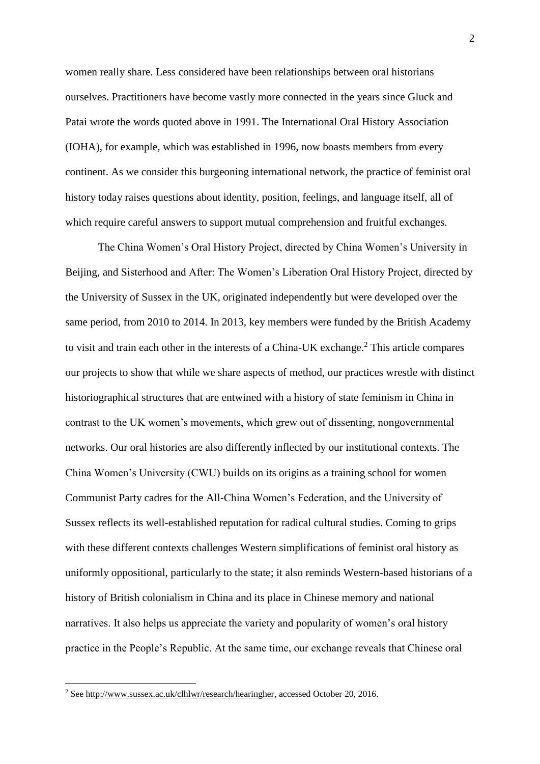women really share. Less considered have been relationships between oral historians ourselves. Practitioners have become vastly more connected in the years since Gluck and Patai wrote the words quoted above in 1991. The International Oral History Association (IOHA), for example, which was established in 1996, now boasts members from every continent. As we consider this burgeoning international network, the practice of feminist oral history today raises questions about identity, position, feelings, and language itself, all of which require careful answers to support mutual comprehension and fruitful exchanges.

The China Women's Oral History Project, directed by China Women's University in Beijing, and Sisterhood and After: The Women's Liberation Oral History Project, directed by the University of Sussex in the UK, originated independently but were developed over the same period, from 2010 to 2014. In 2013, key members were funded by the British Academy to visit and train each other in the interests of a China-UK exchange.[2] This article compares our projects to show that while we share aspects of method, our practices wrestle with distinct historiographical structures that are entwined with a history of state feminism in China in contrast to the UK women's movements, which grew out of dissenting, nongovernmental networks. Our oral histories are also differently inflected by our institutional contexts. The China Women's University (CWU) builds on its origins as a training school for women Communist Party cadres for the All-China Women's Federation, and the University of Sussex reflects its well-established reputation for radical cultural studies. Coming to grips with these different contexts challenges Western simplifications of feminist oral history as uniformly oppositional, particularly to the state; it also reminds Western-based historians of a history of British colonialism in China and its place in Chinese memory and national narratives. It also helps us appreciate the variety and popularity of women's oral history practice in the People's Republic. At the same time, our exchange reveals that Chinese oral

[2] See http://www.sussex.ac.uk/clhlwr/research/hearingher, accessed October 20, 2016.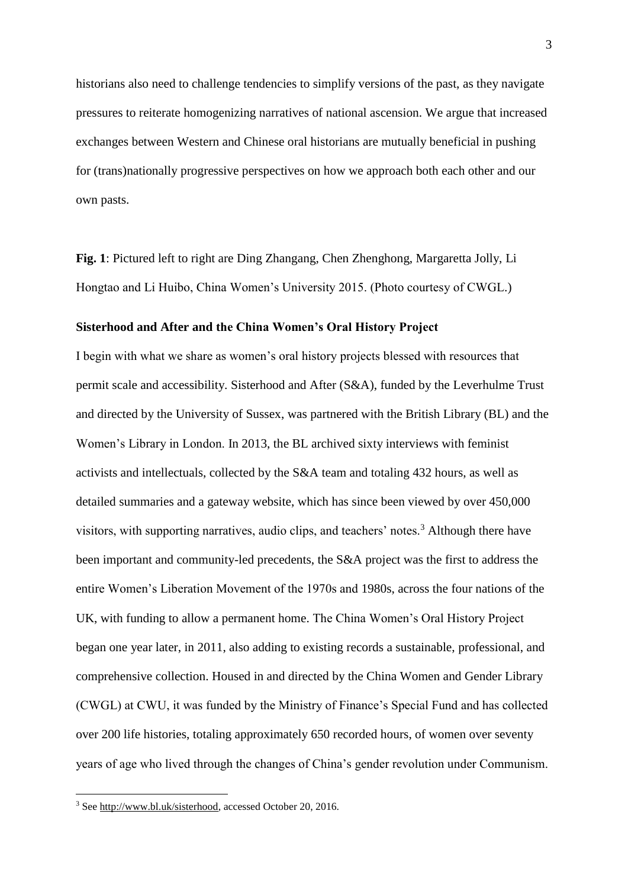historians also need to challenge tendencies to simplify versions of the past, as they navigate pressures to reiterate homogenizing narratives of national ascension. We argue that increased exchanges between Western and Chinese oral historians are mutually beneficial in pushing for (trans)nationally progressive perspectives on how we approach both each other and our own pasts.

**Fig. 1**: Pictured left to right are Ding Zhangang, Chen Zhenghong, Margaretta Jolly, Li Hongtao and Li Huibo, China Women's University 2015. (Photo courtesy of CWGL.)

## Sisterhood and After and the China Women's Oral History Project

I begin with what we share as women's oral history projects blessed with resources that permit scale and accessibility. Sisterhood and After (S&A), funded by the Leverhulme Trust and directed by the University of Sussex, was partnered with the British Library (BL) and the Women's Library in London. In 2013, the BL archived sixty interviews with feminist activists and intellectuals, collected by the S&A team and totaling 432 hours, as well as detailed summaries and a gateway website, which has since been viewed by over 450,000 visitors, with supporting narratives, audio clips, and teachers' notes.[3] Although there have been important and community-led precedents, the S&A project was the first to address the entire Women's Liberation Movement of the 1970s and 1980s, across the four nations of the UK, with funding to allow a permanent home. The China Women's Oral History Project began one year later, in 2011, also adding to existing records a sustainable, professional, and comprehensive collection. Housed in and directed by the China Women and Gender Library (CWGL) at CWU, it was funded by the Ministry of Finance's Special Fund and has collected over 200 life histories, totaling approximately 650 recorded hours, of women over seventy years of age who lived through the changes of China's gender revolution under Communism.

---

[3] See http://www.bl.uk/sisterhood, accessed October 20, 2016.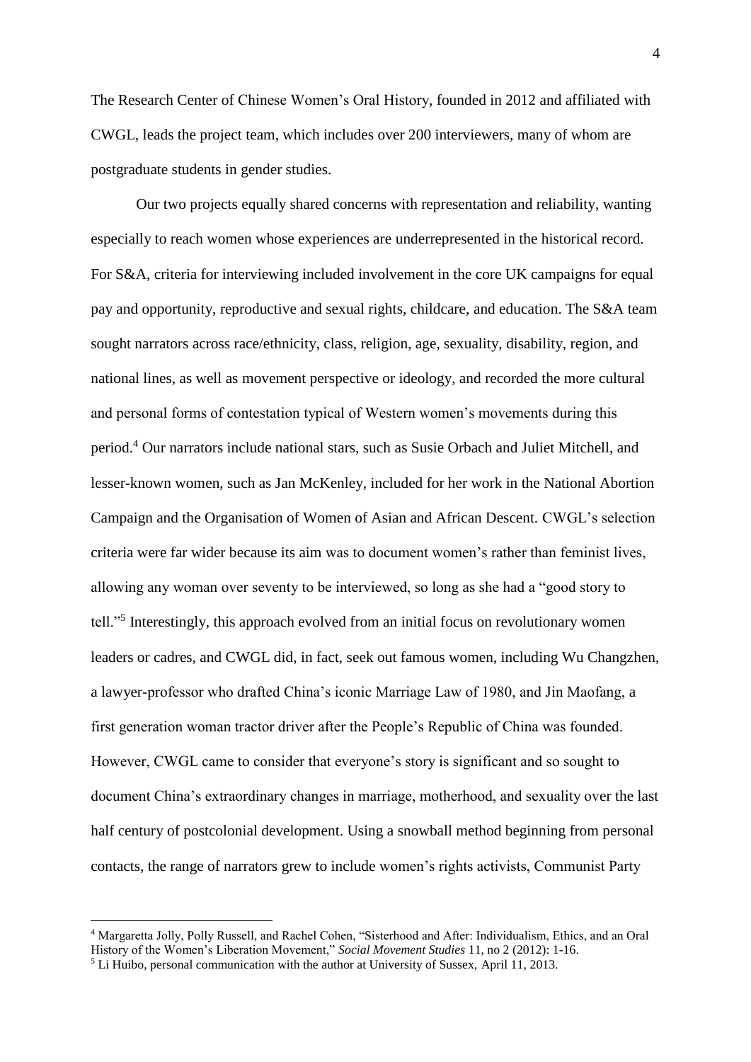The Research Center of Chinese Women's Oral History, founded in 2012 and affiliated with CWGL, leads the project team, which includes over 200 interviewers, many of whom are postgraduate students in gender studies.

Our two projects equally shared concerns with representation and reliability, wanting especially to reach women whose experiences are underrepresented in the historical record. For S&A, criteria for interviewing included involvement in the core UK campaigns for equal pay and opportunity, reproductive and sexual rights, childcare, and education. The S&A team sought narrators across race/ethnicity, class, religion, age, sexuality, disability, region, and national lines, as well as movement perspective or ideology, and recorded the more cultural and personal forms of contestation typical of Western women's movements during this period.[4] Our narrators include national stars, such as Susie Orbach and Juliet Mitchell, and lesser-known women, such as Jan McKenley, included for her work in the National Abortion Campaign and the Organisation of Women of Asian and African Descent. CWGL's selection criteria were far wider because its aim was to document women's rather than feminist lives, allowing any woman over seventy to be interviewed, so long as she had a "good story to tell."[5] Interestingly, this approach evolved from an initial focus on revolutionary women leaders or cadres, and CWGL did, in fact, seek out famous women, including Wu Changzhen, a lawyer-professor who drafted China's iconic Marriage Law of 1980, and Jin Maofang, a first generation woman tractor driver after the People's Republic of China was founded. However, CWGL came to consider that everyone's story is significant and so sought to document China's extraordinary changes in marriage, motherhood, and sexuality over the last half century of postcolonial development. Using a snowball method beginning from personal contacts, the range of narrators grew to include women's rights activists, Communist Party

---

[4] Margaretta Jolly, Polly Russell, and Rachel Cohen, "Sisterhood and After: Individualism, Ethics, and an Oral History of the Women's Liberation Movement," *Social Movement Studies* 11, no 2 (2012): 1-16.

[5] Li Huibo, personal communication with the author at University of Sussex, April 11, 2013.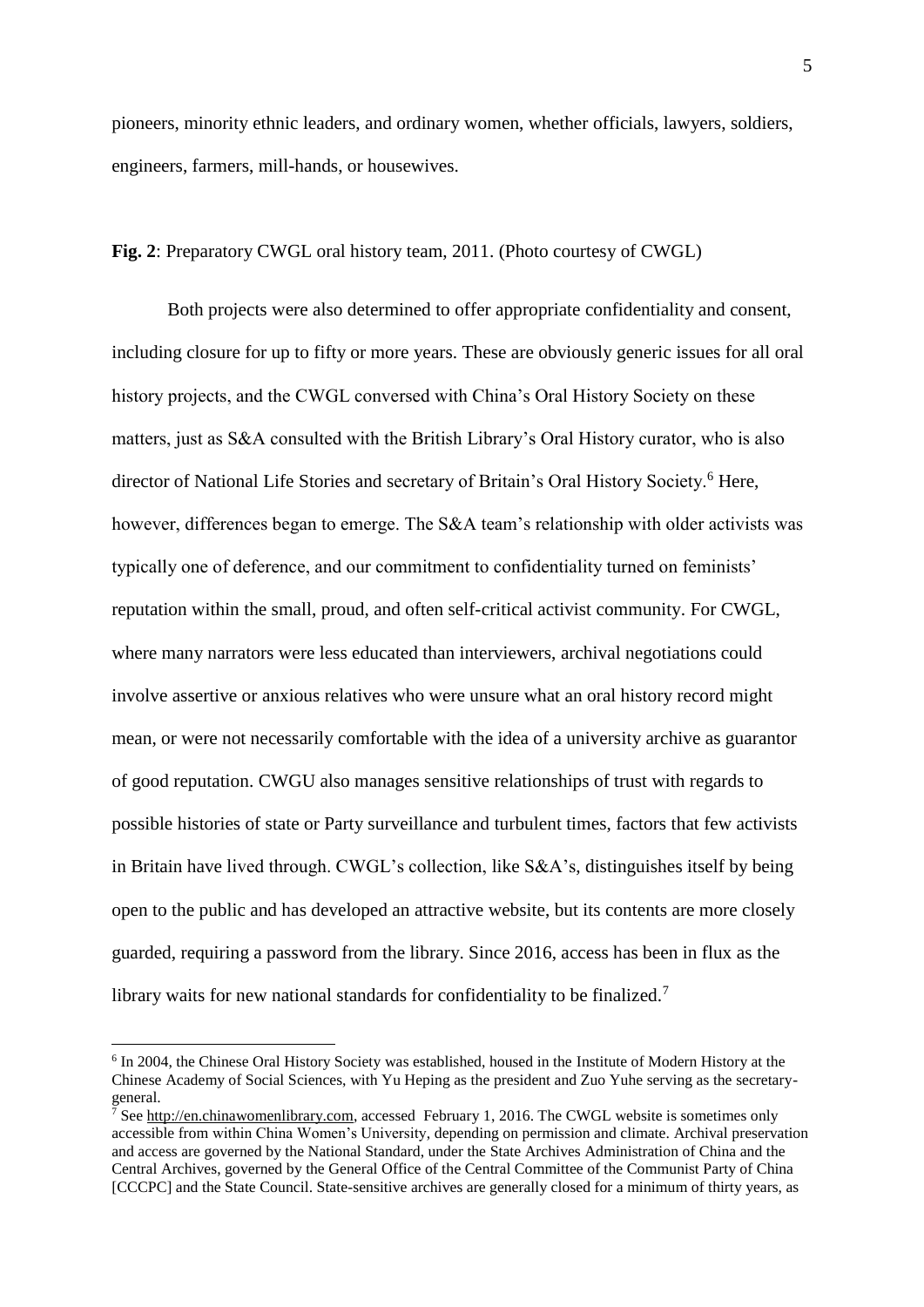pioneers, minority ethnic leaders, and ordinary women, whether officials, lawyers, soldiers, engineers, farmers, mill-hands, or housewives.

**Fig. 2**: Preparatory CWGL oral history team, 2011. (Photo courtesy of CWGL)

Both projects were also determined to offer appropriate confidentiality and consent, including closure for up to fifty or more years. These are obviously generic issues for all oral history projects, and the CWGL conversed with China's Oral History Society on these matters, just as S&A consulted with the British Library's Oral History curator, who is also director of National Life Stories and secretary of Britain's Oral History Society.[6] Here, however, differences began to emerge. The S&A team's relationship with older activists was typically one of deference, and our commitment to confidentiality turned on feminists' reputation within the small, proud, and often self-critical activist community. For CWGL, where many narrators were less educated than interviewers, archival negotiations could involve assertive or anxious relatives who were unsure what an oral history record might mean, or were not necessarily comfortable with the idea of a university archive as guarantor of good reputation. CWGU also manages sensitive relationships of trust with regards to possible histories of state or Party surveillance and turbulent times, factors that few activists in Britain have lived through. CWGL's collection, like S&A's, distinguishes itself by being open to the public and has developed an attractive website, but its contents are more closely guarded, requiring a password from the library. Since 2016, access has been in flux as the library waits for new national standards for confidentiality to be finalized.[7]

---

[6] In 2004, the Chinese Oral History Society was established, housed in the Institute of Modern History at the Chinese Academy of Social Sciences, with Yu Heping as the president and Zuo Yuhe serving as the secretary-general.

[7] See http://en.chinawomenlibrary.com, accessed February 1, 2016. The CWGL website is sometimes only accessible from within China Women's University, depending on permission and climate. Archival preservation and access are governed by the National Standard, under the State Archives Administration of China and the Central Archives, governed by the General Office of the Central Committee of the Communist Party of China [CCCPC] and the State Council. State-sensitive archives are generally closed for a minimum of thirty years, as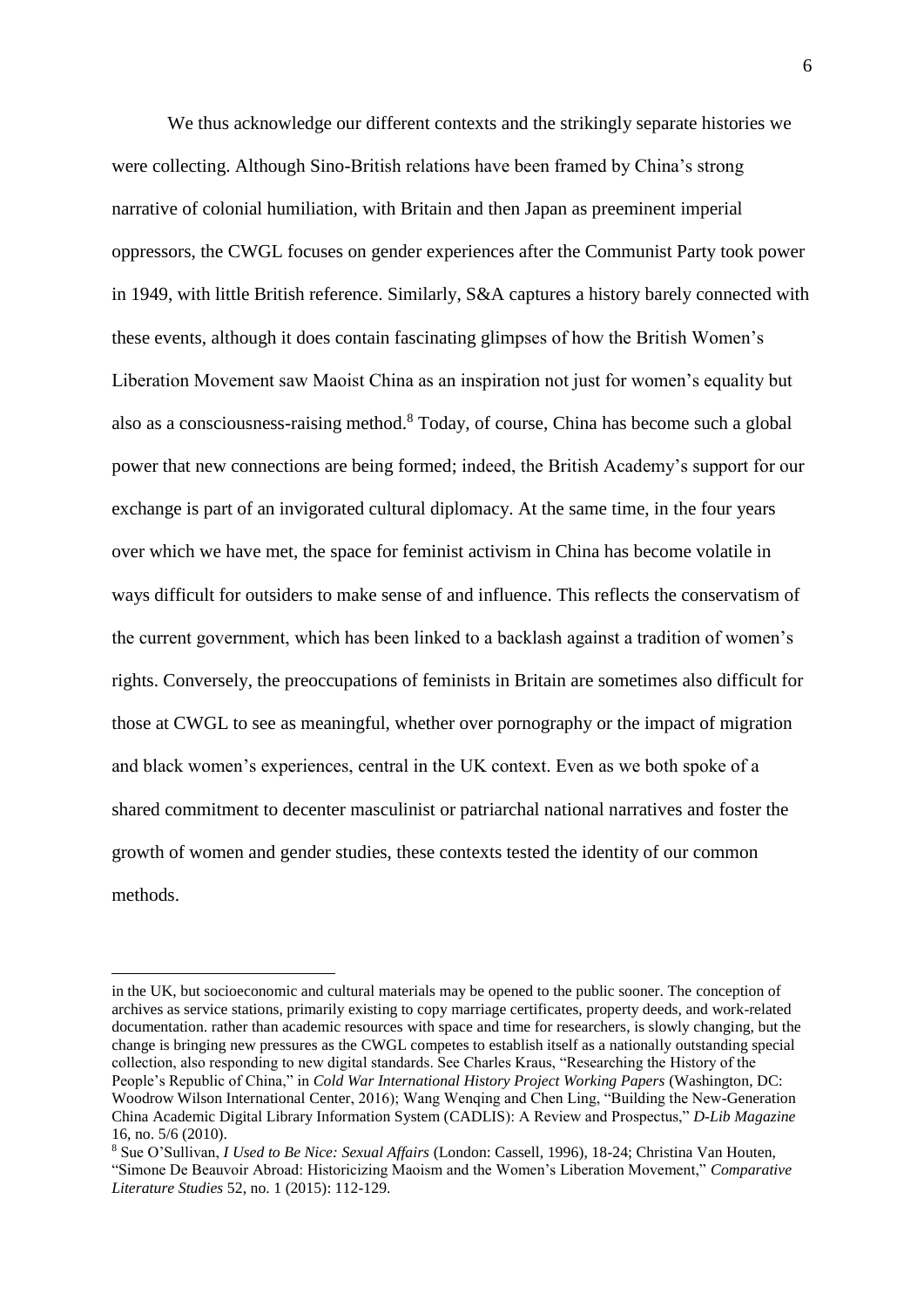We thus acknowledge our different contexts and the strikingly separate histories we were collecting. Although Sino-British relations have been framed by China's strong narrative of colonial humiliation, with Britain and then Japan as preeminent imperial oppressors, the CWGL focuses on gender experiences after the Communist Party took power in 1949, with little British reference. Similarly, S&A captures a history barely connected with these events, although it does contain fascinating glimpses of how the British Women's Liberation Movement saw Maoist China as an inspiration not just for women's equality but also as a consciousness-raising method.[8] Today, of course, China has become such a global power that new connections are being formed; indeed, the British Academy's support for our exchange is part of an invigorated cultural diplomacy. At the same time, in the four years over which we have met, the space for feminist activism in China has become volatile in ways difficult for outsiders to make sense of and influence. This reflects the conservatism of the current government, which has been linked to a backlash against a tradition of women's rights. Conversely, the preoccupations of feminists in Britain are sometimes also difficult for those at CWGL to see as meaningful, whether over pornography or the impact of migration and black women's experiences, central in the UK context. Even as we both spoke of a shared commitment to decenter masculinist or patriarchal national narratives and foster the growth of women and gender studies, these contexts tested the identity of our common methods.

---

in the UK, but socioeconomic and cultural materials may be opened to the public sooner. The conception of archives as service stations, primarily existing to copy marriage certificates, property deeds, and work-related documentation. rather than academic resources with space and time for researchers, is slowly changing, but the change is bringing new pressures as the CWGL competes to establish itself as a nationally outstanding special collection, also responding to new digital standards. See Charles Kraus, "Researching the History of the People's Republic of China," in *Cold War International History Project Working Papers* (Washington, DC: Woodrow Wilson International Center, 2016); Wang Wenqing and Chen Ling, "Building the New-Generation China Academic Digital Library Information System (CADLIS): A Review and Prospectus," *D-Lib Magazine* 16, no. 5/6 (2010).

[8] Sue O'Sullivan, *I Used to Be Nice: Sexual Affairs* (London: Cassell, 1996), 18-24; Christina Van Houten, "Simone De Beauvoir Abroad: Historicizing Maoism and the Women's Liberation Movement," *Comparative Literature Studies* 52, no. 1 (2015): 112-129.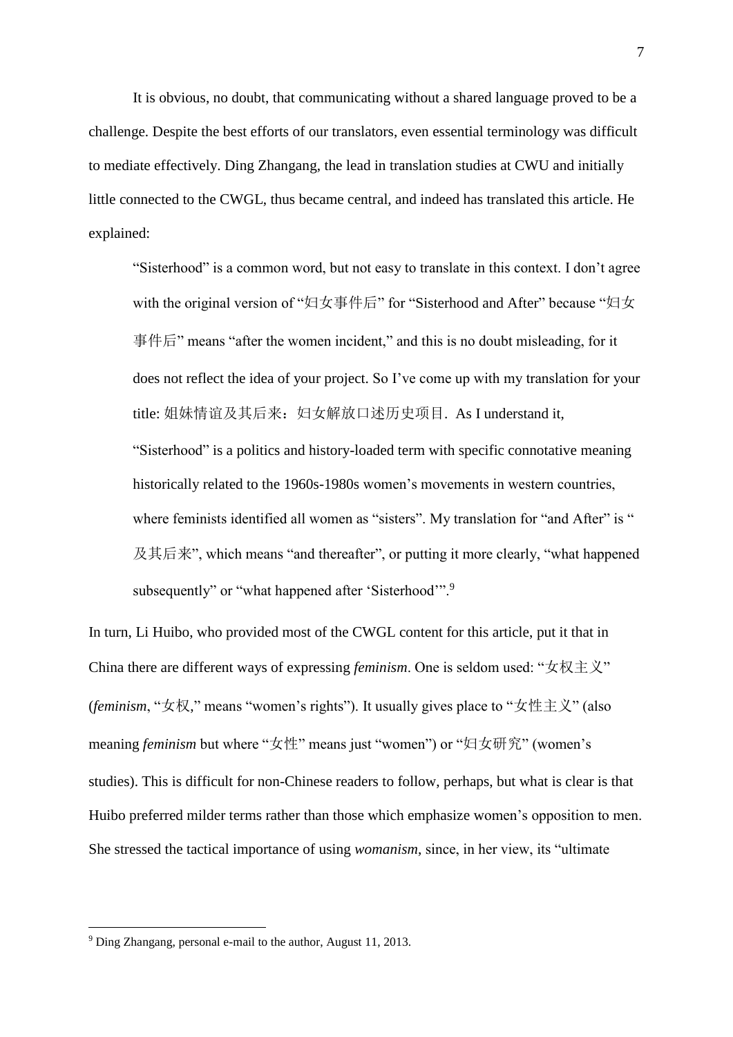It is obvious, no doubt, that communicating without a shared language proved to be a challenge. Despite the best efforts of our translators, even essential terminology was difficult to mediate effectively. Ding Zhangang, the lead in translation studies at CWU and initially little connected to the CWGL, thus became central, and indeed has translated this article. He explained:

> "Sisterhood" is a common word, but not easy to translate in this context. I don't agree with the original version of "妇女事件后" for "Sisterhood and After" because "妇女事件后" means "after the women incident," and this is no doubt misleading, for it does not reflect the idea of your project. So I've come up with my translation for your title: 姐妹情谊及其后来：妇女解放口述历史项目. As I understand it, "Sisterhood" is a politics and history-loaded term with specific connotative meaning historically related to the 1960s-1980s women's movements in western countries, where feminists identified all women as "sisters". My translation for "and After" is "及其后来", which means "and thereafter", or putting it more clearly, "what happened subsequently" or "what happened after 'Sisterhood'".[9]

In turn, Li Huibo, who provided most of the CWGL content for this article, put it that in China there are different ways of expressing *feminism*. One is seldom used: "女权主义" (*feminism*, "女权," means "women's rights"). It usually gives place to "女性主义" (also meaning *feminism* but where "女性" means just "women") or "妇女研究" (women's studies). This is difficult for non-Chinese readers to follow, perhaps, but what is clear is that Huibo preferred milder terms rather than those which emphasize women's opposition to men. She stressed the tactical importance of using *womanism*, since, in her view, its "ultimate

---

[9] Ding Zhangang, personal e-mail to the author, August 11, 2013.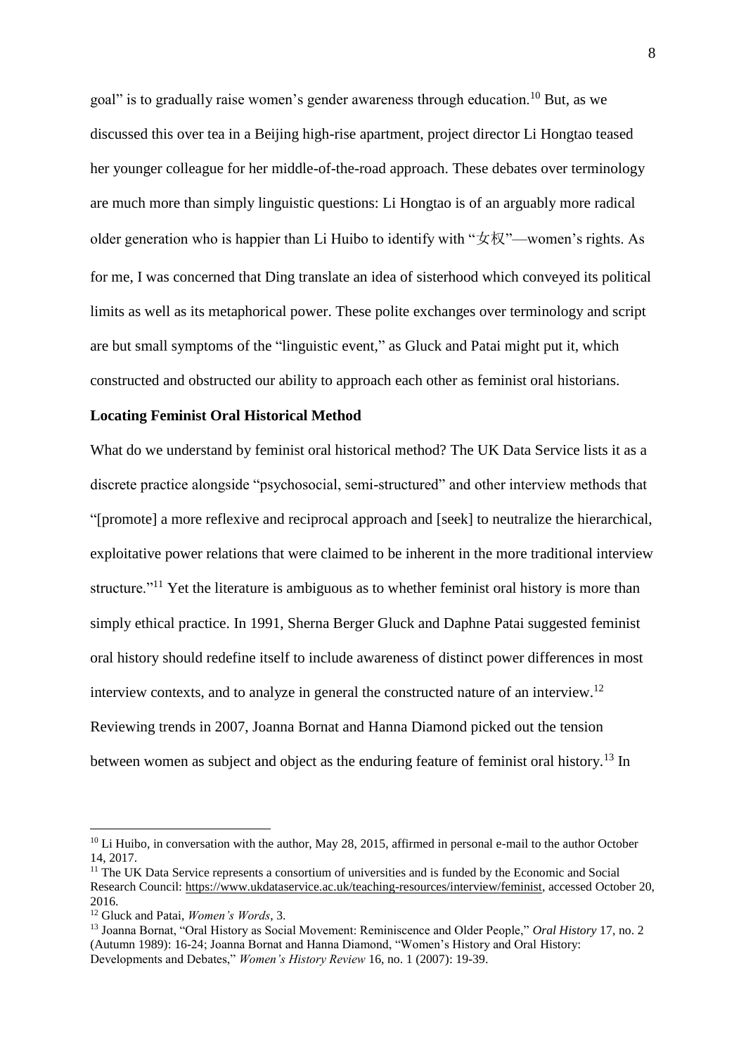goal" is to gradually raise women's gender awareness through education.[10] But, as we discussed this over tea in a Beijing high-rise apartment, project director Li Hongtao teased her younger colleague for her middle-of-the-road approach. These debates over terminology are much more than simply linguistic questions: Li Hongtao is of an arguably more radical older generation who is happier than Li Huibo to identify with "女权"—women's rights. As for me, I was concerned that Ding translate an idea of sisterhood which conveyed its political limits as well as its metaphorical power. These polite exchanges over terminology and script are but small symptoms of the "linguistic event," as Gluck and Patai might put it, which constructed and obstructed our ability to approach each other as feminist oral historians.

**Locating Feminist Oral Historical Method**

What do we understand by feminist oral historical method? The UK Data Service lists it as a discrete practice alongside "psychosocial, semi-structured" and other interview methods that "[promote] a more reflexive and reciprocal approach and [seek] to neutralize the hierarchical, exploitative power relations that were claimed to be inherent in the more traditional interview structure."[11] Yet the literature is ambiguous as to whether feminist oral history is more than simply ethical practice. In 1991, Sherna Berger Gluck and Daphne Patai suggested feminist oral history should redefine itself to include awareness of distinct power differences in most interview contexts, and to analyze in general the constructed nature of an interview.[12] Reviewing trends in 2007, Joanna Bornat and Hanna Diamond picked out the tension between women as subject and object as the enduring feature of feminist oral history.[13] In

---

[10] Li Huibo, in conversation with the author, May 28, 2015, affirmed in personal e-mail to the author October 14, 2017.

[11] The UK Data Service represents a consortium of universities and is funded by the Economic and Social Research Council: https://www.ukdataservice.ac.uk/teaching-resources/interview/feminist, accessed October 20, 2016.

[12] Gluck and Patai, *Women's Words*, 3.

[13] Joanna Bornat, "Oral History as Social Movement: Reminiscence and Older People," *Oral History* 17, no. 2 (Autumn 1989): 16-24; Joanna Bornat and Hanna Diamond, "Women's History and Oral History: Developments and Debates," *Women's History Review* 16, no. 1 (2007): 19-39.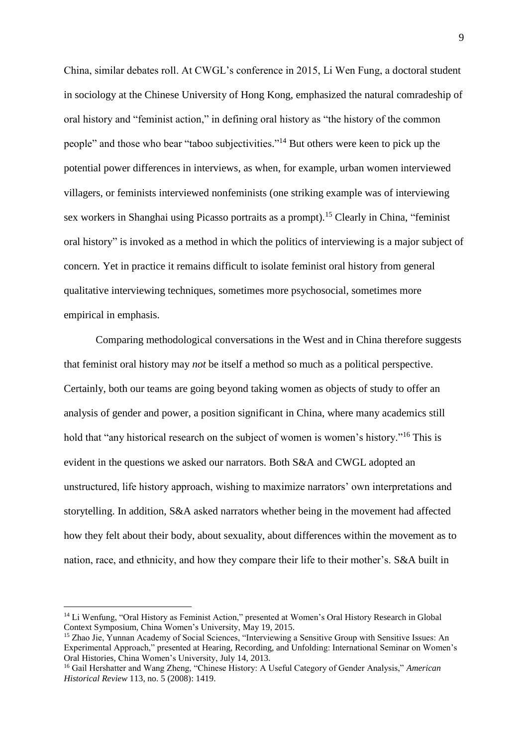China, similar debates roll. At CWGL's conference in 2015, Li Wen Fung, a doctoral student in sociology at the Chinese University of Hong Kong, emphasized the natural comradeship of oral history and "feminist action," in defining oral history as "the history of the common people" and those who bear "taboo subjectivities."[14] But others were keen to pick up the potential power differences in interviews, as when, for example, urban women interviewed villagers, or feminists interviewed nonfeminists (one striking example was of interviewing sex workers in Shanghai using Picasso portraits as a prompt).[15] Clearly in China, "feminist oral history" is invoked as a method in which the politics of interviewing is a major subject of concern. Yet in practice it remains difficult to isolate feminist oral history from general qualitative interviewing techniques, sometimes more psychosocial, sometimes more empirical in emphasis.

Comparing methodological conversations in the West and in China therefore suggests that feminist oral history may *not* be itself a method so much as a political perspective. Certainly, both our teams are going beyond taking women as objects of study to offer an analysis of gender and power, a position significant in China, where many academics still hold that "any historical research on the subject of women is women's history."[16] This is evident in the questions we asked our narrators. Both S&A and CWGL adopted an unstructured, life history approach, wishing to maximize narrators' own interpretations and storytelling. In addition, S&A asked narrators whether being in the movement had affected how they felt about their body, about sexuality, about differences within the movement as to nation, race, and ethnicity, and how they compare their life to their mother's. S&A built in

[14] Li Wenfung, "Oral History as Feminist Action," presented at Women's Oral History Research in Global Context Symposium, China Women's University, May 19, 2015.

[15] Zhao Jie, Yunnan Academy of Social Sciences, "Interviewing a Sensitive Group with Sensitive Issues: An Experimental Approach," presented at Hearing, Recording, and Unfolding: International Seminar on Women's Oral Histories, China Women's University, July 14, 2013.

[16] Gail Hershatter and Wang Zheng, "Chinese History: A Useful Category of Gender Analysis," *American Historical Review* 113, no. 5 (2008): 1419.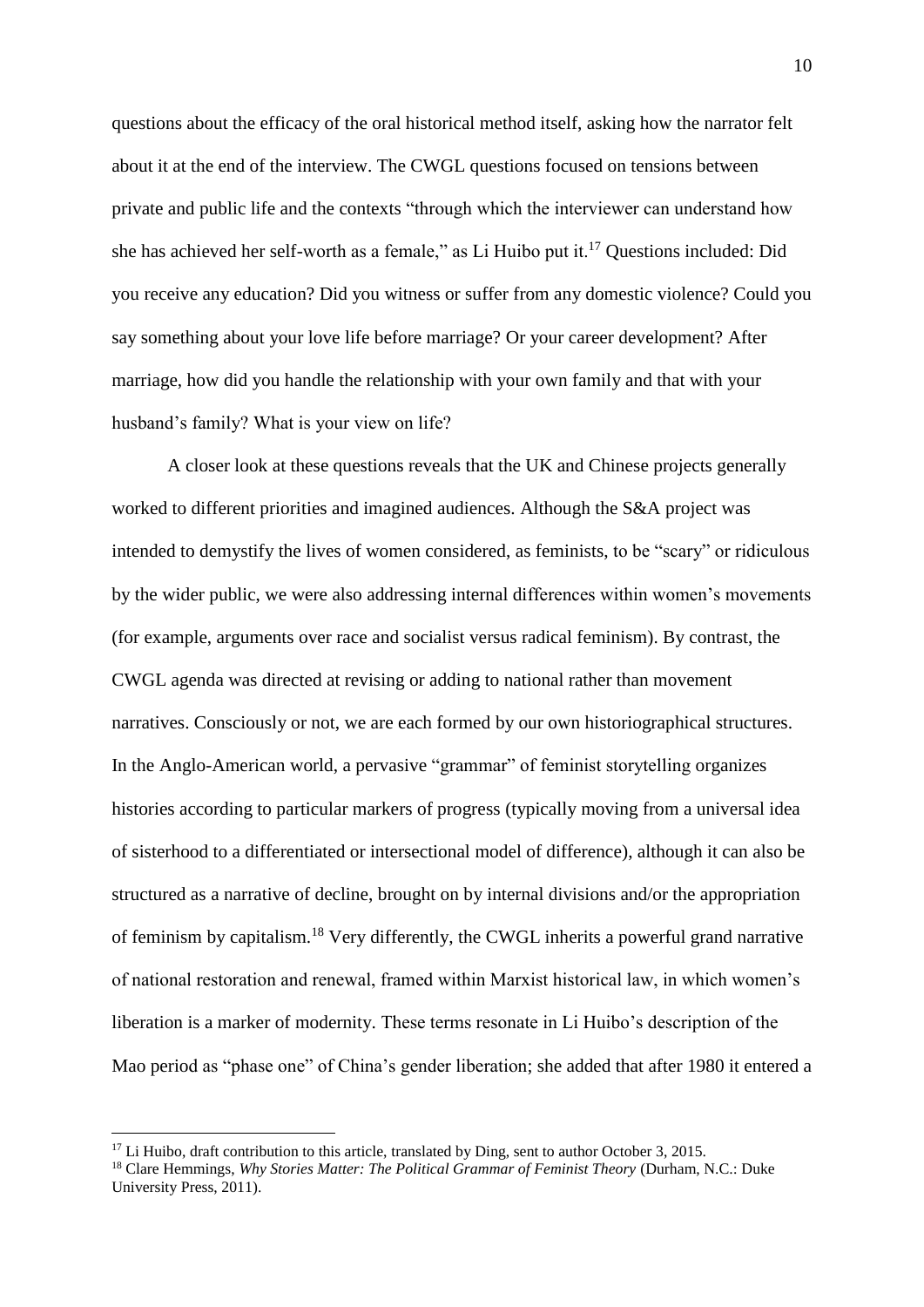questions about the efficacy of the oral historical method itself, asking how the narrator felt about it at the end of the interview. The CWGL questions focused on tensions between private and public life and the contexts "through which the interviewer can understand how she has achieved her self-worth as a female," as Li Huibo put it.[17] Questions included: Did you receive any education? Did you witness or suffer from any domestic violence? Could you say something about your love life before marriage? Or your career development? After marriage, how did you handle the relationship with your own family and that with your husband's family? What is your view on life?

A closer look at these questions reveals that the UK and Chinese projects generally worked to different priorities and imagined audiences. Although the S&A project was intended to demystify the lives of women considered, as feminists, to be "scary" or ridiculous by the wider public, we were also addressing internal differences within women's movements (for example, arguments over race and socialist versus radical feminism). By contrast, the CWGL agenda was directed at revising or adding to national rather than movement narratives. Consciously or not, we are each formed by our own historiographical structures. In the Anglo-American world, a pervasive "grammar" of feminist storytelling organizes histories according to particular markers of progress (typically moving from a universal idea of sisterhood to a differentiated or intersectional model of difference), although it can also be structured as a narrative of decline, brought on by internal divisions and/or the appropriation of feminism by capitalism.[18] Very differently, the CWGL inherits a powerful grand narrative of national restoration and renewal, framed within Marxist historical law, in which women's liberation is a marker of modernity. These terms resonate in Li Huibo's description of the Mao period as "phase one" of China's gender liberation; she added that after 1980 it entered a

[17] Li Huibo, draft contribution to this article, translated by Ding, sent to author October 3, 2015.

[18] Clare Hemmings, *Why Stories Matter: The Political Grammar of Feminist Theory* (Durham, N.C.: Duke University Press, 2011).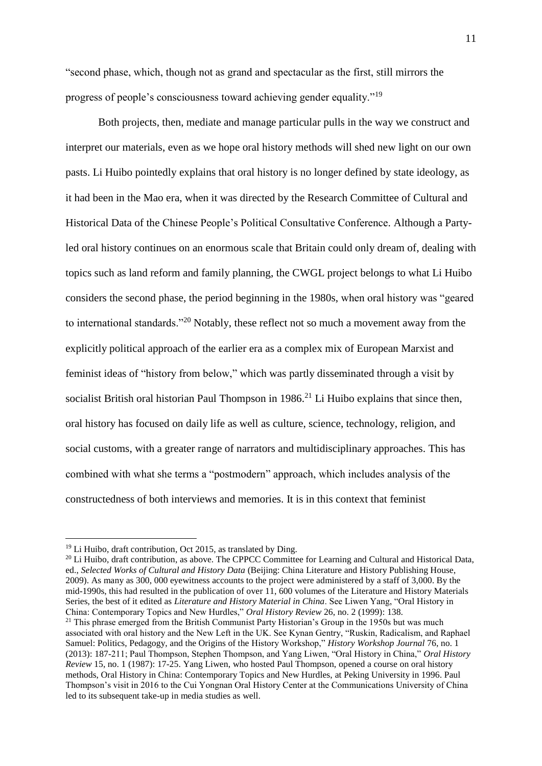"second phase, which, though not as grand and spectacular as the first, still mirrors the progress of people's consciousness toward achieving gender equality."[19]

Both projects, then, mediate and manage particular pulls in the way we construct and interpret our materials, even as we hope oral history methods will shed new light on our own pasts. Li Huibo pointedly explains that oral history is no longer defined by state ideology, as it had been in the Mao era, when it was directed by the Research Committee of Cultural and Historical Data of the Chinese People's Political Consultative Conference. Although a Party-led oral history continues on an enormous scale that Britain could only dream of, dealing with topics such as land reform and family planning, the CWGL project belongs to what Li Huibo considers the second phase, the period beginning in the 1980s, when oral history was "geared to international standards."[20] Notably, these reflect not so much a movement away from the explicitly political approach of the earlier era as a complex mix of European Marxist and feminist ideas of "history from below," which was partly disseminated through a visit by socialist British oral historian Paul Thompson in 1986.[21] Li Huibo explains that since then, oral history has focused on daily life as well as culture, science, technology, religion, and social customs, with a greater range of narrators and multidisciplinary approaches. This has combined with what she terms a "postmodern" approach, which includes analysis of the constructedness of both interviews and memories. It is in this context that feminist

---

[19] Li Huibo, draft contribution, Oct 2015, as translated by Ding.

[20] Li Huibo, draft contribution, as above. The CPPCC Committee for Learning and Cultural and Historical Data, ed., *Selected Works of Cultural and History Data* (Beijing: China Literature and History Publishing House, 2009). As many as 300, 000 eyewitness accounts to the project were administered by a staff of 3,000. By the mid-1990s, this had resulted in the publication of over 11, 600 volumes of the Literature and History Materials Series, the best of it edited as *Literature and History Material in China*. See Liwen Yang, "Oral History in China: Contemporary Topics and New Hurdles," *Oral History Review* 26, no. 2 (1999): 138.

[21] This phrase emerged from the British Communist Party Historian's Group in the 1950s but was much associated with oral history and the New Left in the UK. See Kynan Gentry, "Ruskin, Radicalism, and Raphael Samuel: Politics, Pedagogy, and the Origins of the History Workshop," *History Workshop Journal* 76, no. 1 (2013): 187-211; Paul Thompson, Stephen Thompson, and Yang Liwen, "Oral History in China," *Oral History Review* 15, no. 1 (1987): 17-25. Yang Liwen, who hosted Paul Thompson, opened a course on oral history methods, Oral History in China: Contemporary Topics and New Hurdles, at Peking University in 1996. Paul Thompson's visit in 2016 to the Cui Yongnan Oral History Center at the Communications University of China led to its subsequent take-up in media studies as well.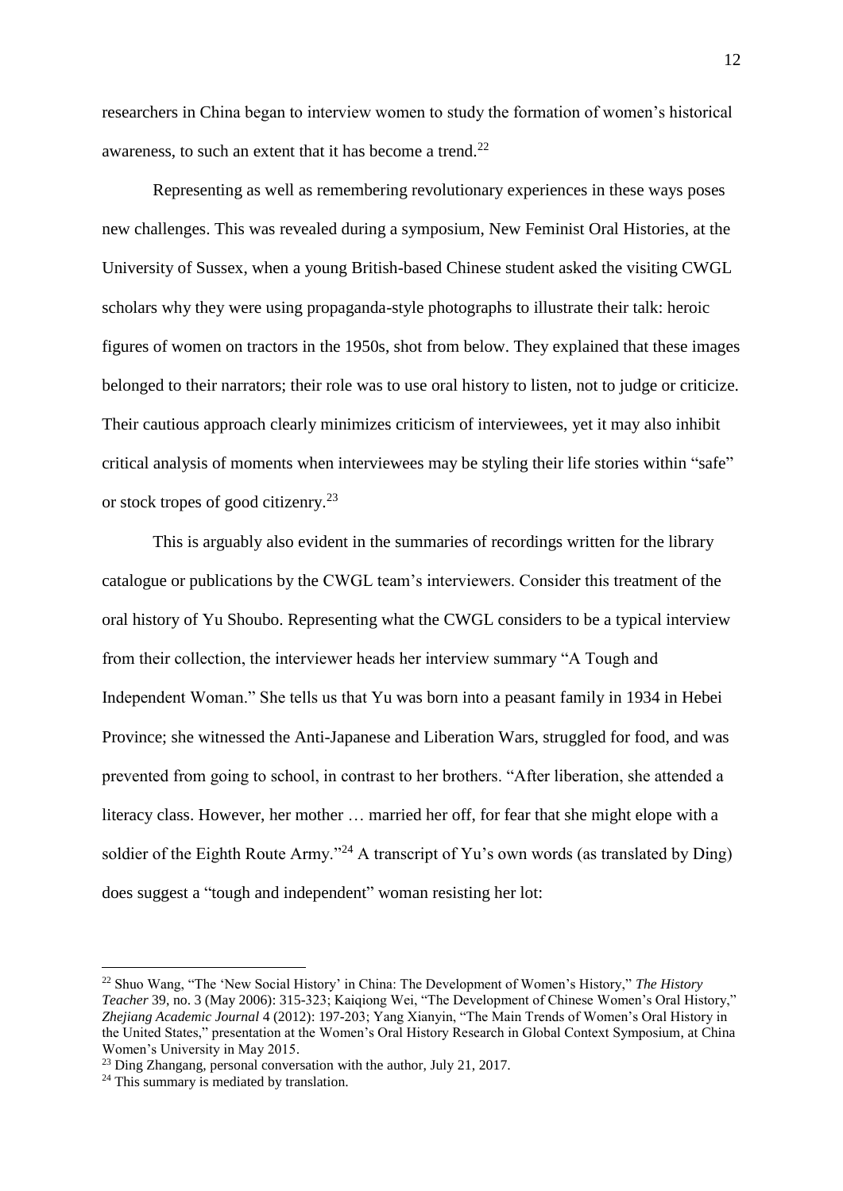researchers in China began to interview women to study the formation of women's historical awareness, to such an extent that it has become a trend.[22]

Representing as well as remembering revolutionary experiences in these ways poses new challenges. This was revealed during a symposium, New Feminist Oral Histories, at the University of Sussex, when a young British-based Chinese student asked the visiting CWGL scholars why they were using propaganda-style photographs to illustrate their talk: heroic figures of women on tractors in the 1950s, shot from below. They explained that these images belonged to their narrators; their role was to use oral history to listen, not to judge or criticize. Their cautious approach clearly minimizes criticism of interviewees, yet it may also inhibit critical analysis of moments when interviewees may be styling their life stories within "safe" or stock tropes of good citizenry.[23]

This is arguably also evident in the summaries of recordings written for the library catalogue or publications by the CWGL team's interviewers. Consider this treatment of the oral history of Yu Shoubo. Representing what the CWGL considers to be a typical interview from their collection, the interviewer heads her interview summary "A Tough and Independent Woman." She tells us that Yu was born into a peasant family in 1934 in Hebei Province; she witnessed the Anti-Japanese and Liberation Wars, struggled for food, and was prevented from going to school, in contrast to her brothers. "After liberation, she attended a literacy class. However, her mother … married her off, for fear that she might elope with a soldier of the Eighth Route Army."[24] A transcript of Yu's own words (as translated by Ding) does suggest a "tough and independent" woman resisting her lot:

---

[22] Shuo Wang, "The 'New Social History' in China: The Development of Women's History," *The History Teacher* 39, no. 3 (May 2006): 315-323; Kaiqiong Wei, "The Development of Chinese Women's Oral History," *Zhejiang Academic Journal* 4 (2012): 197-203; Yang Xianyin, "The Main Trends of Women's Oral History in the United States," presentation at the Women's Oral History Research in Global Context Symposium, at China Women's University in May 2015.

[23] Ding Zhangang, personal conversation with the author, July 21, 2017.

[24] This summary is mediated by translation.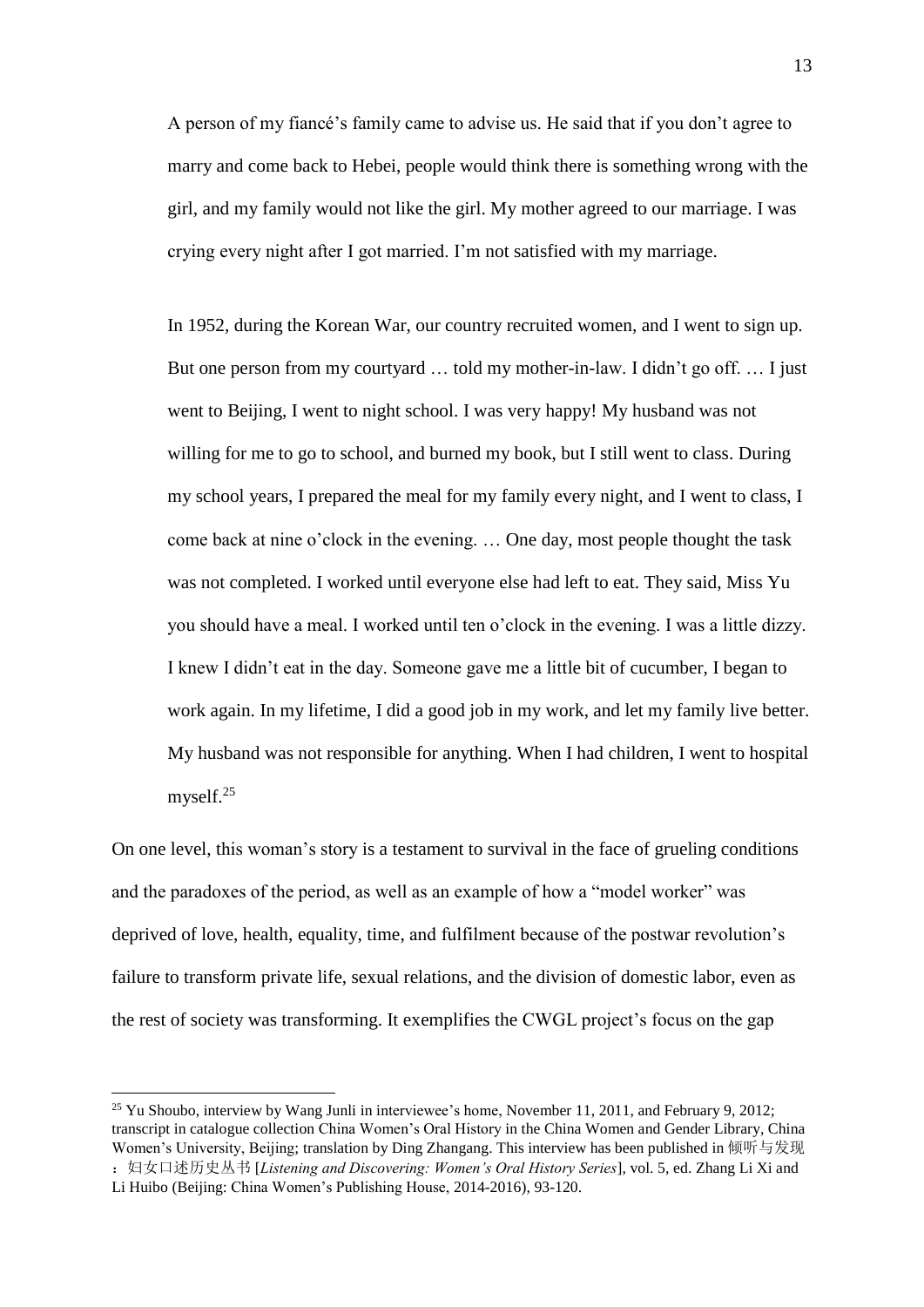> A person of my fiancé's family came to advise us. He said that if you don't agree to marry and come back to Hebei, people would think there is something wrong with the girl, and my family would not like the girl. My mother agreed to our marriage. I was crying every night after I got married. I'm not satisfied with my marriage.
>
> In 1952, during the Korean War, our country recruited women, and I went to sign up. But one person from my courtyard … told my mother-in-law. I didn't go off. … I just went to Beijing, I went to night school. I was very happy! My husband was not willing for me to go to school, and burned my book, but I still went to class. During my school years, I prepared the meal for my family every night, and I went to class, I come back at nine o'clock in the evening. … One day, most people thought the task was not completed. I worked until everyone else had left to eat. They said, Miss Yu you should have a meal. I worked until ten o'clock in the evening. I was a little dizzy. I knew I didn't eat in the day. Someone gave me a little bit of cucumber, I began to work again. In my lifetime, I did a good job in my work, and let my family live better. My husband was not responsible for anything. When I had children, I went to hospital myself.[25]

On one level, this woman's story is a testament to survival in the face of grueling conditions and the paradoxes of the period, as well as an example of how a "model worker" was deprived of love, health, equality, time, and fulfilment because of the postwar revolution's failure to transform private life, sexual relations, and the division of domestic labor, even as the rest of society was transforming. It exemplifies the CWGL project's focus on the gap

---

[25] Yu Shoubo, interview by Wang Junli in interviewee's home, November 11, 2011, and February 9, 2012; transcript in catalogue collection China Women's Oral History in the China Women and Gender Library, China Women's University, Beijing; translation by Ding Zhangang. This interview has been published in 倾听与发现：妇女口述历史丛书 [*Listening and Discovering: Women's Oral History Series*], vol. 5, ed. Zhang Li Xi and Li Huibo (Beijing: China Women's Publishing House, 2014-2016), 93-120.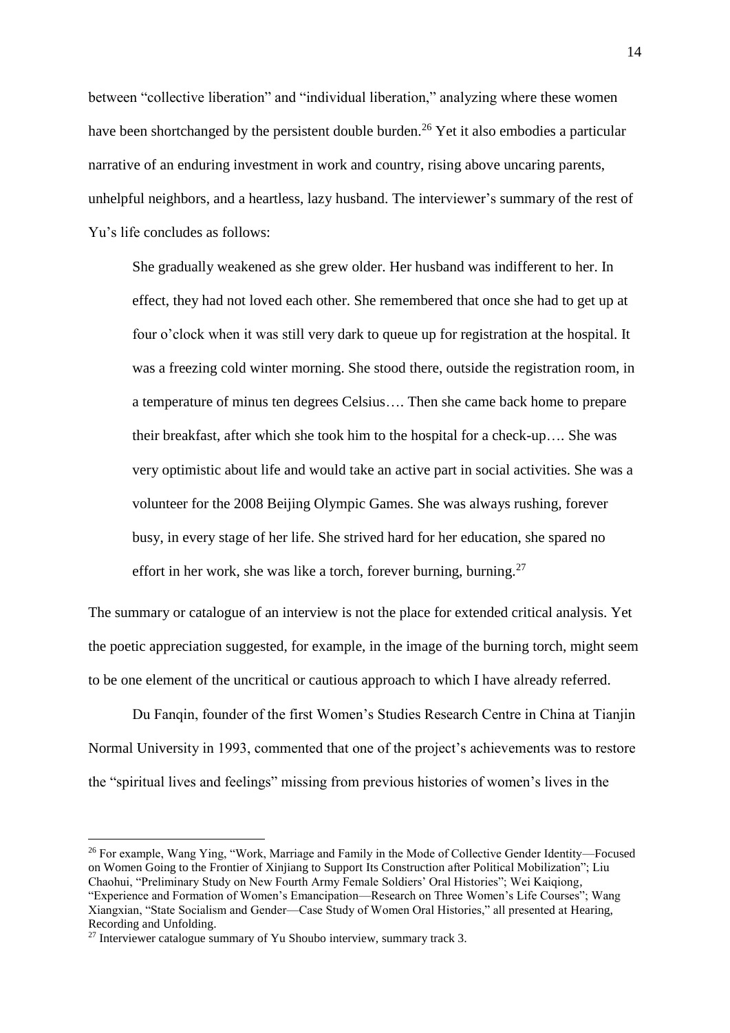between "collective liberation" and "individual liberation," analyzing where these women have been shortchanged by the persistent double burden.[26] Yet it also embodies a particular narrative of an enduring investment in work and country, rising above uncaring parents, unhelpful neighbors, and a heartless, lazy husband. The interviewer's summary of the rest of Yu's life concludes as follows:

> She gradually weakened as she grew older. Her husband was indifferent to her. In effect, they had not loved each other. She remembered that once she had to get up at four o'clock when it was still very dark to queue up for registration at the hospital. It was a freezing cold winter morning. She stood there, outside the registration room, in a temperature of minus ten degrees Celsius…. Then she came back home to prepare their breakfast, after which she took him to the hospital for a check-up…. She was very optimistic about life and would take an active part in social activities. She was a volunteer for the 2008 Beijing Olympic Games. She was always rushing, forever busy, in every stage of her life. She strived hard for her education, she spared no effort in her work, she was like a torch, forever burning, burning.[27]

The summary or catalogue of an interview is not the place for extended critical analysis. Yet the poetic appreciation suggested, for example, in the image of the burning torch, might seem to be one element of the uncritical or cautious approach to which I have already referred.

Du Fanqin, founder of the first Women's Studies Research Centre in China at Tianjin Normal University in 1993, commented that one of the project's achievements was to restore the "spiritual lives and feelings" missing from previous histories of women's lives in the

---

[26] For example, Wang Ying, "Work, Marriage and Family in the Mode of Collective Gender Identity—Focused on Women Going to the Frontier of Xinjiang to Support Its Construction after Political Mobilization"; Liu Chaohui, "Preliminary Study on New Fourth Army Female Soldiers' Oral Histories"; Wei Kaiqiong, "Experience and Formation of Women's Emancipation—Research on Three Women's Life Courses"; Wang Xiangxian, "State Socialism and Gender—Case Study of Women Oral Histories," all presented at Hearing, Recording and Unfolding.

[27] Interviewer catalogue summary of Yu Shoubo interview, summary track 3.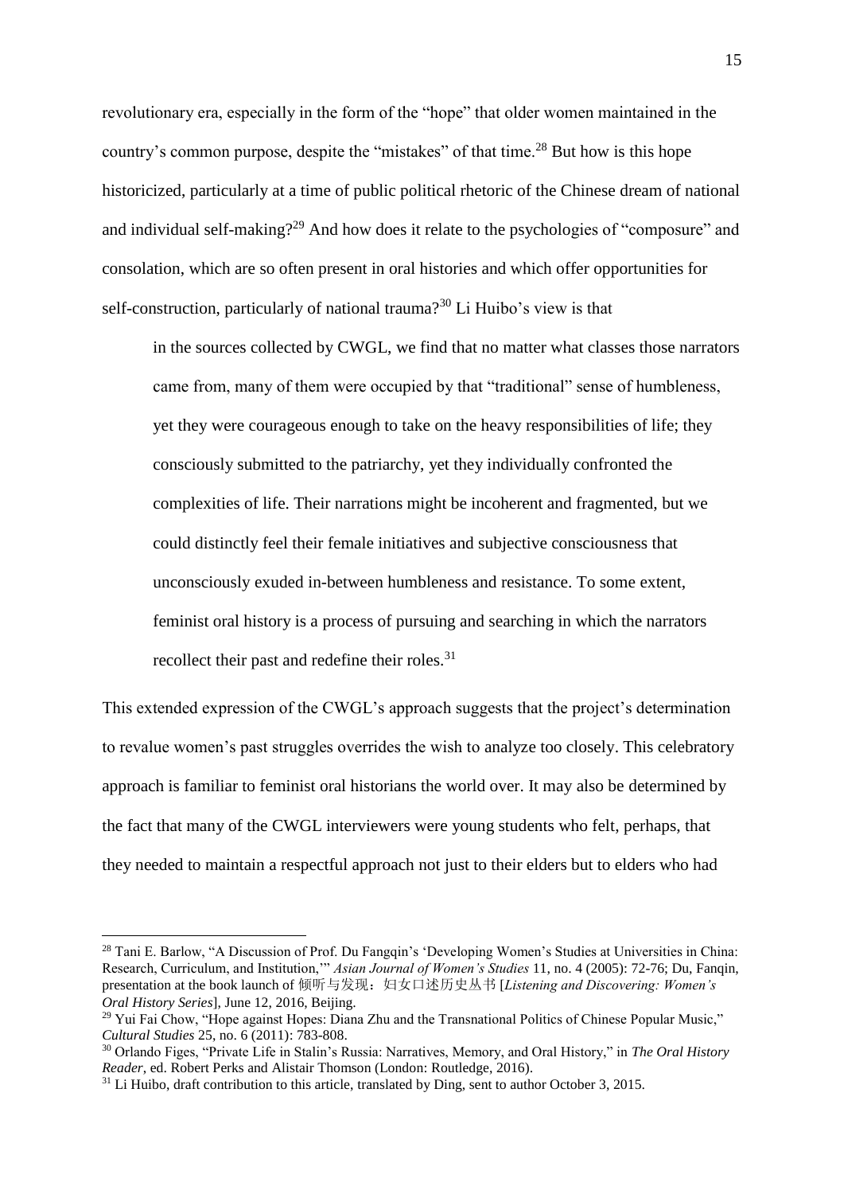revolutionary era, especially in the form of the "hope" that older women maintained in the country's common purpose, despite the "mistakes" of that time.[28] But how is this hope historicized, particularly at a time of public political rhetoric of the Chinese dream of national and individual self-making?[29] And how does it relate to the psychologies of "composure" and consolation, which are so often present in oral histories and which offer opportunities for self-construction, particularly of national trauma?[30] Li Huibo's view is that

> in the sources collected by CWGL, we find that no matter what classes those narrators came from, many of them were occupied by that "traditional" sense of humbleness, yet they were courageous enough to take on the heavy responsibilities of life; they consciously submitted to the patriarchy, yet they individually confronted the complexities of life. Their narrations might be incoherent and fragmented, but we could distinctly feel their female initiatives and subjective consciousness that unconsciously exuded in-between humbleness and resistance. To some extent, feminist oral history is a process of pursuing and searching in which the narrators recollect their past and redefine their roles.[31]

This extended expression of the CWGL's approach suggests that the project's determination to revalue women's past struggles overrides the wish to analyze too closely. This celebratory approach is familiar to feminist oral historians the world over. It may also be determined by the fact that many of the CWGL interviewers were young students who felt, perhaps, that they needed to maintain a respectful approach not just to their elders but to elders who had

---

[28] Tani E. Barlow, "A Discussion of Prof. Du Fangqin's 'Developing Women's Studies at Universities in China: Research, Curriculum, and Institution,'" *Asian Journal of Women's Studies* 11, no. 4 (2005): 72-76; Du, Fanqin, presentation at the book launch of 倾听与发现：妇女口述历史丛书 [*Listening and Discovering: Women's Oral History Series*], June 12, 2016, Beijing.

[29] Yui Fai Chow, "Hope against Hopes: Diana Zhu and the Transnational Politics of Chinese Popular Music," *Cultural Studies* 25, no. 6 (2011): 783-808.

[30] Orlando Figes, "Private Life in Stalin's Russia: Narratives, Memory, and Oral History," in *The Oral History Reader*, ed. Robert Perks and Alistair Thomson (London: Routledge, 2016).

[31] Li Huibo, draft contribution to this article, translated by Ding, sent to author October 3, 2015.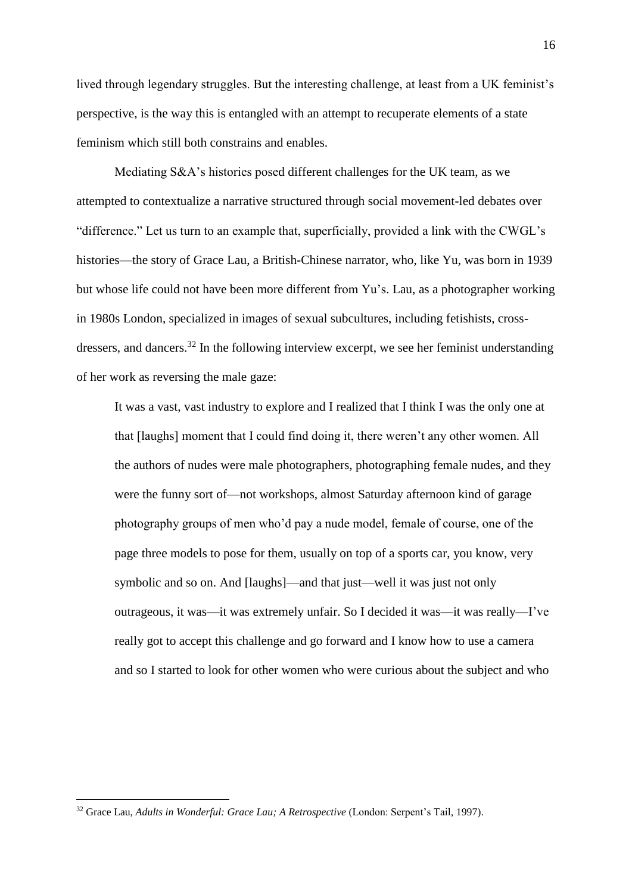lived through legendary struggles. But the interesting challenge, at least from a UK feminist's perspective, is the way this is entangled with an attempt to recuperate elements of a state feminism which still both constrains and enables.

Mediating S&A's histories posed different challenges for the UK team, as we attempted to contextualize a narrative structured through social movement-led debates over "difference." Let us turn to an example that, superficially, provided a link with the CWGL's histories—the story of Grace Lau, a British-Chinese narrator, who, like Yu, was born in 1939 but whose life could not have been more different from Yu's. Lau, as a photographer working in 1980s London, specialized in images of sexual subcultures, including fetishists, cross-dressers, and dancers.[32] In the following interview excerpt, we see her feminist understanding of her work as reversing the male gaze:

> It was a vast, vast industry to explore and I realized that I think I was the only one at that [laughs] moment that I could find doing it, there weren't any other women. All the authors of nudes were male photographers, photographing female nudes, and they were the funny sort of—not workshops, almost Saturday afternoon kind of garage photography groups of men who'd pay a nude model, female of course, one of the page three models to pose for them, usually on top of a sports car, you know, very symbolic and so on. And [laughs]—and that just—well it was just not only outrageous, it was—it was extremely unfair. So I decided it was—it was really—I've really got to accept this challenge and go forward and I know how to use a camera and so I started to look for other women who were curious about the subject and who

[32] Grace Lau, *Adults in Wonderful: Grace Lau; A Retrospective* (London: Serpent's Tail, 1997).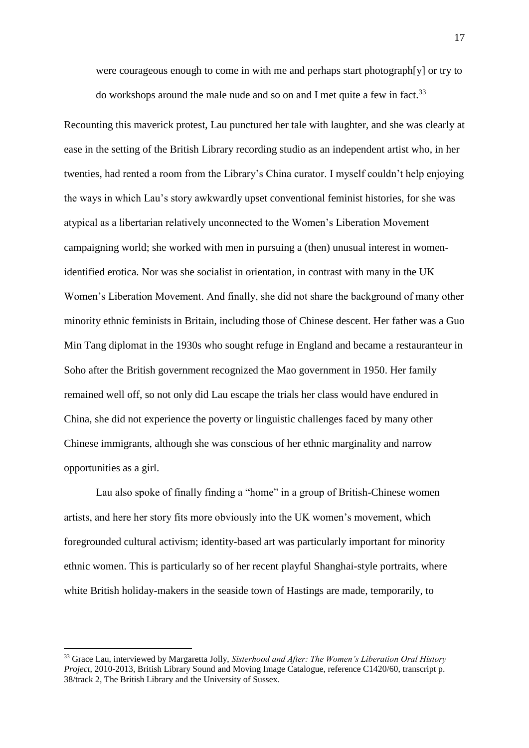were courageous enough to come in with me and perhaps start photograph[y] or try to do workshops around the male nude and so on and I met quite a few in fact.[33]

Recounting this maverick protest, Lau punctured her tale with laughter, and she was clearly at ease in the setting of the British Library recording studio as an independent artist who, in her twenties, had rented a room from the Library's China curator. I myself couldn't help enjoying the ways in which Lau's story awkwardly upset conventional feminist histories, for she was atypical as a libertarian relatively unconnected to the Women's Liberation Movement campaigning world; she worked with men in pursuing a (then) unusual interest in women-identified erotica. Nor was she socialist in orientation, in contrast with many in the UK Women's Liberation Movement. And finally, she did not share the background of many other minority ethnic feminists in Britain, including those of Chinese descent. Her father was a Guo Min Tang diplomat in the 1930s who sought refuge in England and became a restauranteur in Soho after the British government recognized the Mao government in 1950. Her family remained well off, so not only did Lau escape the trials her class would have endured in China, she did not experience the poverty or linguistic challenges faced by many other Chinese immigrants, although she was conscious of her ethnic marginality and narrow opportunities as a girl.

Lau also spoke of finally finding a "home" in a group of British-Chinese women artists, and here her story fits more obviously into the UK women's movement, which foregrounded cultural activism; identity-based art was particularly important for minority ethnic women. This is particularly so of her recent playful Shanghai-style portraits, where white British holiday-makers in the seaside town of Hastings are made, temporarily, to

[33] Grace Lau, interviewed by Margaretta Jolly, *Sisterhood and After: The Women's Liberation Oral History Project*, 2010-2013, British Library Sound and Moving Image Catalogue, reference C1420/60, transcript p. 38/track 2, The British Library and the University of Sussex.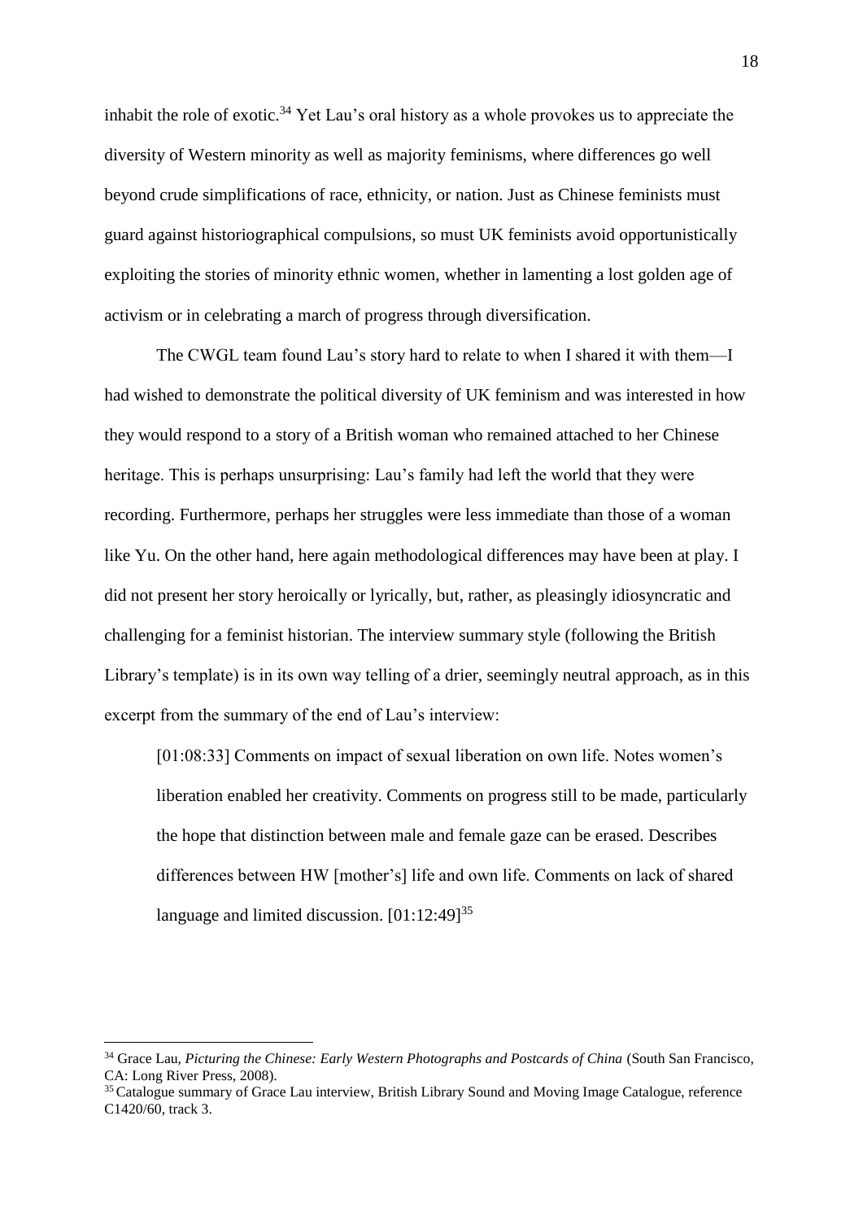inhabit the role of exotic.[34] Yet Lau's oral history as a whole provokes us to appreciate the diversity of Western minority as well as majority feminisms, where differences go well beyond crude simplifications of race, ethnicity, or nation. Just as Chinese feminists must guard against historiographical compulsions, so must UK feminists avoid opportunistically exploiting the stories of minority ethnic women, whether in lamenting a lost golden age of activism or in celebrating a march of progress through diversification.

The CWGL team found Lau's story hard to relate to when I shared it with them—I had wished to demonstrate the political diversity of UK feminism and was interested in how they would respond to a story of a British woman who remained attached to her Chinese heritage. This is perhaps unsurprising: Lau's family had left the world that they were recording. Furthermore, perhaps her struggles were less immediate than those of a woman like Yu. On the other hand, here again methodological differences may have been at play. I did not present her story heroically or lyrically, but, rather, as pleasingly idiosyncratic and challenging for a feminist historian. The interview summary style (following the British Library's template) is in its own way telling of a drier, seemingly neutral approach, as in this excerpt from the summary of the end of Lau's interview:

> [01:08:33] Comments on impact of sexual liberation on own life. Notes women's liberation enabled her creativity. Comments on progress still to be made, particularly the hope that distinction between male and female gaze can be erased. Describes differences between HW [mother's] life and own life. Comments on lack of shared language and limited discussion. [01:12:49][35]

---

[34] Grace Lau, *Picturing the Chinese: Early Western Photographs and Postcards of China* (South San Francisco, CA: Long River Press, 2008).

[35] Catalogue summary of Grace Lau interview, British Library Sound and Moving Image Catalogue, reference C1420/60, track 3.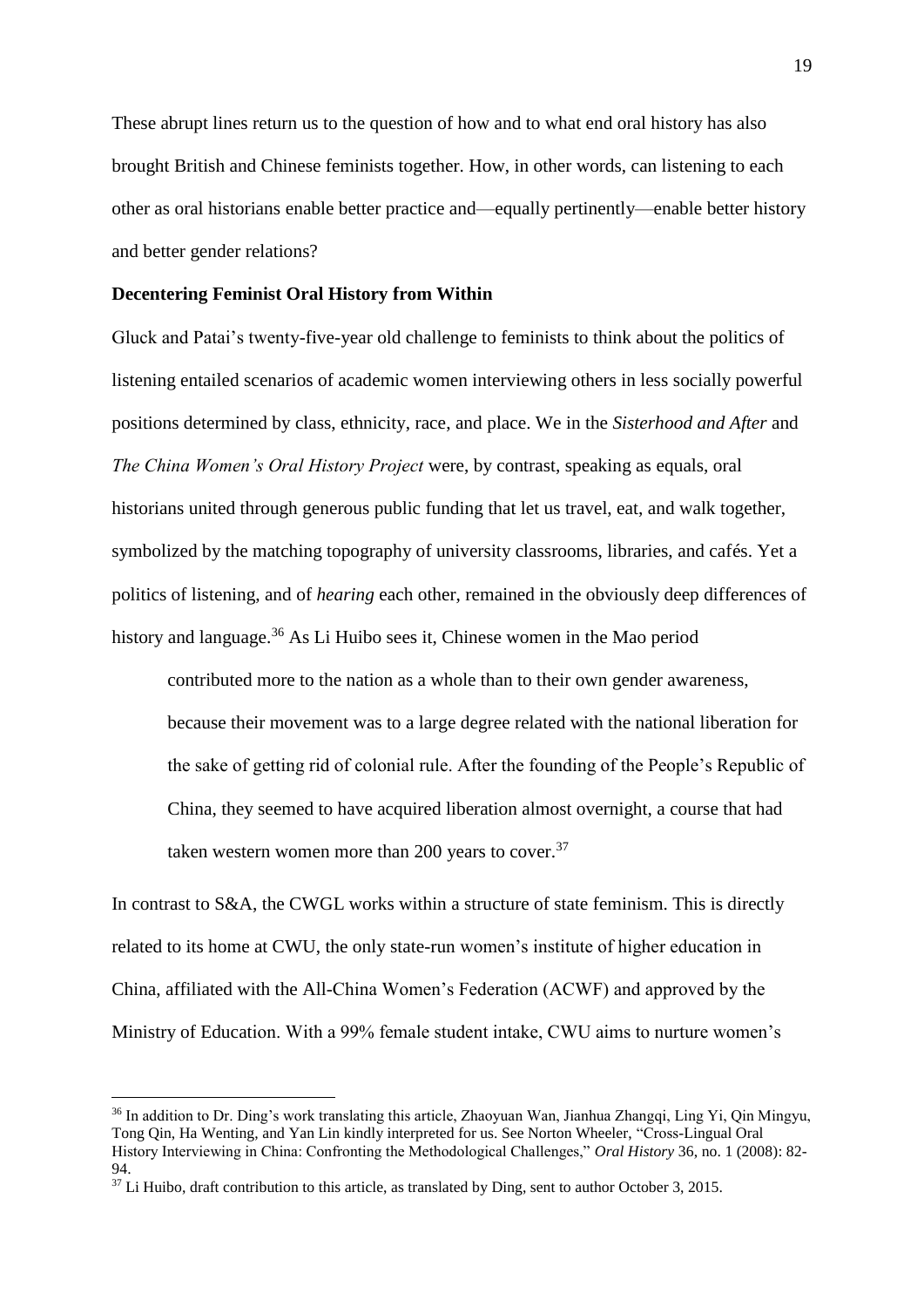These abrupt lines return us to the question of how and to what end oral history has also brought British and Chinese feminists together. How, in other words, can listening to each other as oral historians enable better practice and—equally pertinently—enable better history and better gender relations?

**Decentering Feminist Oral History from Within**

Gluck and Patai's twenty-five-year old challenge to feminists to think about the politics of listening entailed scenarios of academic women interviewing others in less socially powerful positions determined by class, ethnicity, race, and place. We in the *Sisterhood and After* and *The China Women's Oral History Project* were, by contrast, speaking as equals, oral historians united through generous public funding that let us travel, eat, and walk together, symbolized by the matching topography of university classrooms, libraries, and cafés. Yet a politics of listening, and of *hearing* each other, remained in the obviously deep differences of history and language.[36] As Li Huibo sees it, Chinese women in the Mao period

> contributed more to the nation as a whole than to their own gender awareness, because their movement was to a large degree related with the national liberation for the sake of getting rid of colonial rule. After the founding of the People's Republic of China, they seemed to have acquired liberation almost overnight, a course that had taken western women more than 200 years to cover.[37]

In contrast to S&A, the CWGL works within a structure of state feminism. This is directly related to its home at CWU, the only state-run women's institute of higher education in China, affiliated with the All-China Women's Federation (ACWF) and approved by the Ministry of Education. With a 99% female student intake, CWU aims to nurture women's

---

[36] In addition to Dr. Ding's work translating this article, Zhaoyuan Wan, Jianhua Zhangqi, Ling Yi, Qin Mingyu, Tong Qin, Ha Wenting, and Yan Lin kindly interpreted for us. See Norton Wheeler, "Cross-Lingual Oral History Interviewing in China: Confronting the Methodological Challenges," *Oral History* 36, no. 1 (2008): 82-94.

[37] Li Huibo, draft contribution to this article, as translated by Ding, sent to author October 3, 2015.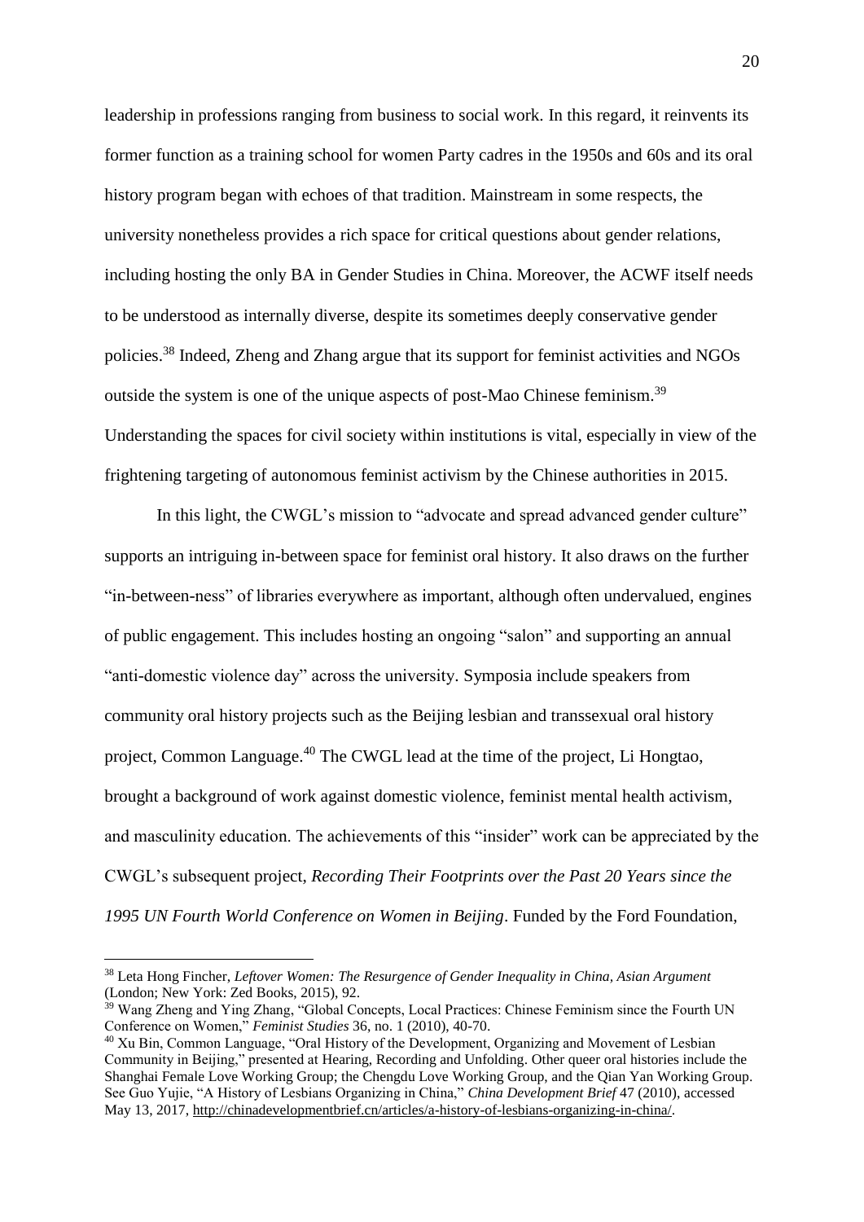leadership in professions ranging from business to social work. In this regard, it reinvents its former function as a training school for women Party cadres in the 1950s and 60s and its oral history program began with echoes of that tradition. Mainstream in some respects, the university nonetheless provides a rich space for critical questions about gender relations, including hosting the only BA in Gender Studies in China. Moreover, the ACWF itself needs to be understood as internally diverse, despite its sometimes deeply conservative gender policies.[38] Indeed, Zheng and Zhang argue that its support for feminist activities and NGOs outside the system is one of the unique aspects of post-Mao Chinese feminism.[39] Understanding the spaces for civil society within institutions is vital, especially in view of the frightening targeting of autonomous feminist activism by the Chinese authorities in 2015.

In this light, the CWGL's mission to "advocate and spread advanced gender culture" supports an intriguing in-between space for feminist oral history. It also draws on the further "in-between-ness" of libraries everywhere as important, although often undervalued, engines of public engagement. This includes hosting an ongoing "salon" and supporting an annual "anti-domestic violence day" across the university. Symposia include speakers from community oral history projects such as the Beijing lesbian and transsexual oral history project, Common Language.[40] The CWGL lead at the time of the project, Li Hongtao, brought a background of work against domestic violence, feminist mental health activism, and masculinity education. The achievements of this "insider" work can be appreciated by the CWGL's subsequent project, *Recording Their Footprints over the Past 20 Years since the 1995 UN Fourth World Conference on Women in Beijing*. Funded by the Ford Foundation,

---

[38] Leta Hong Fincher, *Leftover Women: The Resurgence of Gender Inequality in China, Asian Argument* (London; New York: Zed Books, 2015), 92.

[39] Wang Zheng and Ying Zhang, "Global Concepts, Local Practices: Chinese Feminism since the Fourth UN Conference on Women," *Feminist Studies* 36, no. 1 (2010), 40-70.

[40] Xu Bin, Common Language, "Oral History of the Development, Organizing and Movement of Lesbian Community in Beijing," presented at Hearing, Recording and Unfolding. Other queer oral histories include the Shanghai Female Love Working Group; the Chengdu Love Working Group, and the Qian Yan Working Group. See Guo Yujie, "A History of Lesbians Organizing in China," *China Development Brief* 47 (2010), accessed May 13, 2017, http://chinadevelopmentbrief.cn/articles/a-history-of-lesbians-organizing-in-china/.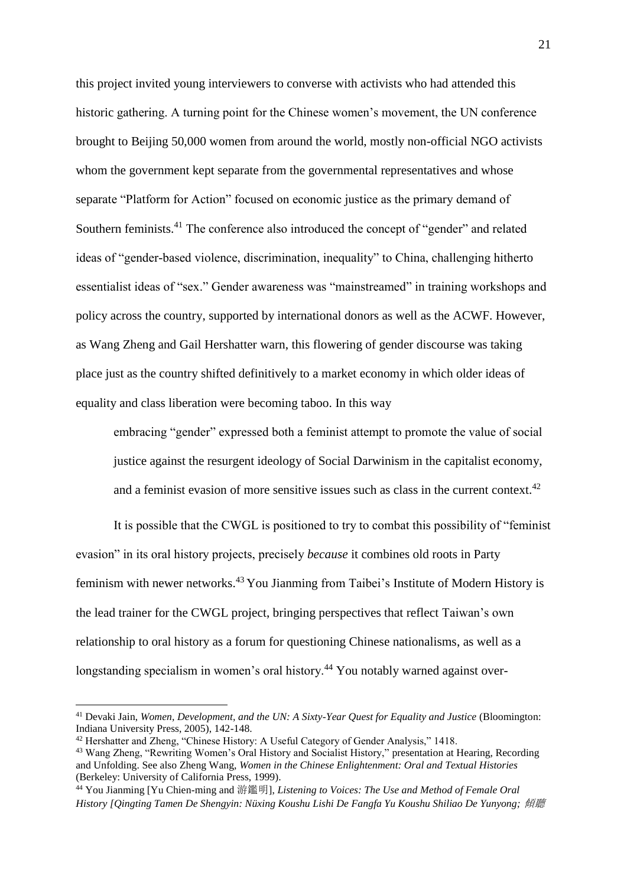this project invited young interviewers to converse with activists who had attended this historic gathering. A turning point for the Chinese women's movement, the UN conference brought to Beijing 50,000 women from around the world, mostly non-official NGO activists whom the government kept separate from the governmental representatives and whose separate "Platform for Action" focused on economic justice as the primary demand of Southern feminists.[41] The conference also introduced the concept of "gender" and related ideas of "gender-based violence, discrimination, inequality" to China, challenging hitherto essentialist ideas of "sex." Gender awareness was "mainstreamed" in training workshops and policy across the country, supported by international donors as well as the ACWF. However, as Wang Zheng and Gail Hershatter warn, this flowering of gender discourse was taking place just as the country shifted definitively to a market economy in which older ideas of equality and class liberation were becoming taboo. In this way

> embracing "gender" expressed both a feminist attempt to promote the value of social justice against the resurgent ideology of Social Darwinism in the capitalist economy, and a feminist evasion of more sensitive issues such as class in the current context.[42]

It is possible that the CWGL is positioned to try to combat this possibility of "feminist evasion" in its oral history projects, precisely *because* it combines old roots in Party feminism with newer networks.[43] You Jianming from Taibei's Institute of Modern History is the lead trainer for the CWGL project, bringing perspectives that reflect Taiwan's own relationship to oral history as a forum for questioning Chinese nationalisms, as well as a longstanding specialism in women's oral history.[44] You notably warned against over-

---

[41] Devaki Jain, *Women, Development, and the UN: A Sixty-Year Quest for Equality and Justice* (Bloomington: Indiana University Press, 2005), 142-148.

[42] Hershatter and Zheng, "Chinese History: A Useful Category of Gender Analysis," 1418.

[43] Wang Zheng, "Rewriting Women's Oral History and Socialist History," presentation at Hearing, Recording and Unfolding. See also Zheng Wang, *Women in the Chinese Enlightenment: Oral and Textual Histories* (Berkeley: University of California Press, 1999).

[44] You Jianming [Yu Chien-ming and 游鑑明], *Listening to Voices: The Use and Method of Female Oral History [Qingting Tamen De Shengyin: Nüxing Koushu Lishi De Fangfa Yu Koushu Shiliao De Yunyong; 傾聽*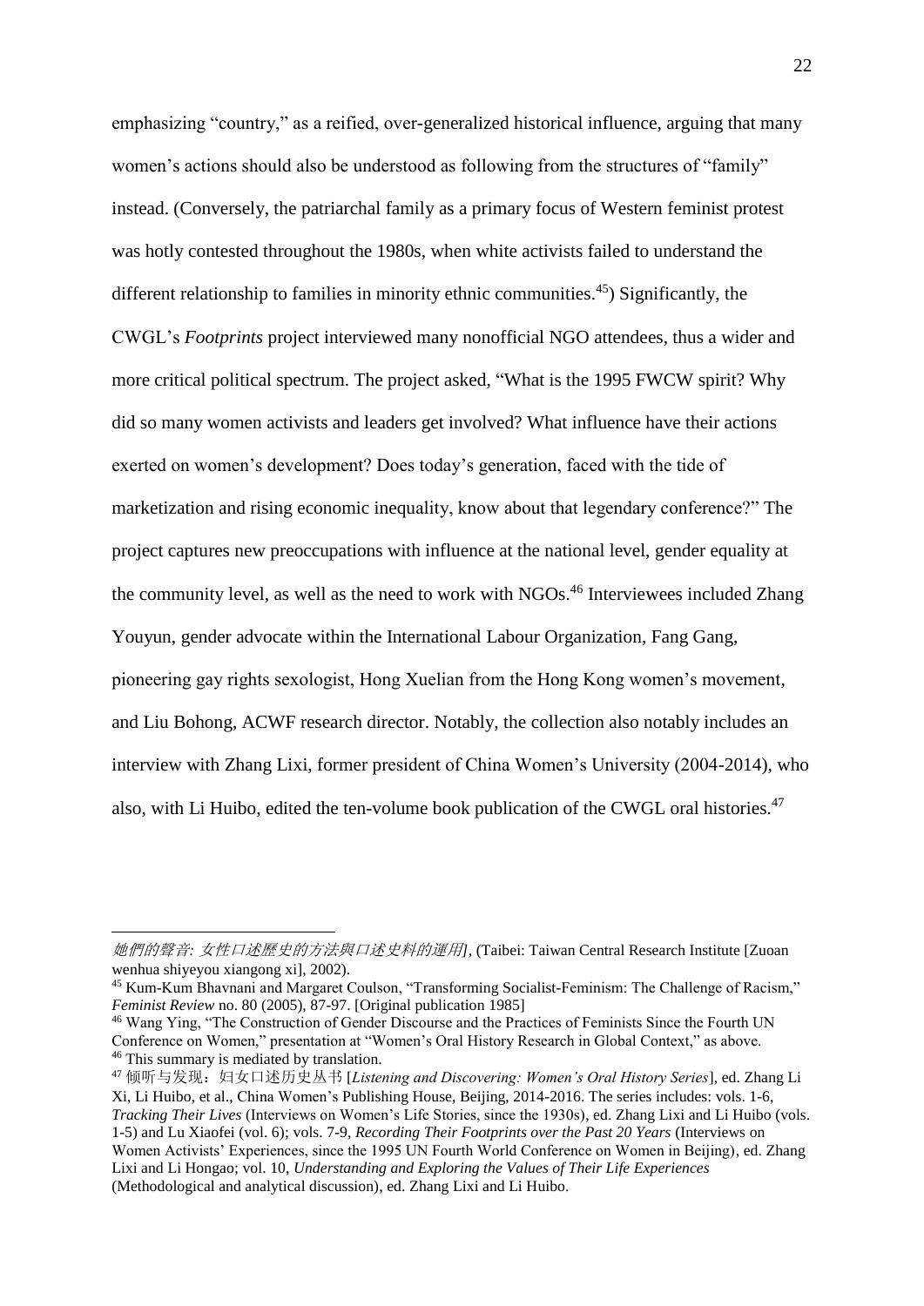emphasizing "country," as a reified, over-generalized historical influence, arguing that many women's actions should also be understood as following from the structures of "family" instead. (Conversely, the patriarchal family as a primary focus of Western feminist protest was hotly contested throughout the 1980s, when white activists failed to understand the different relationship to families in minority ethnic communities.[45]) Significantly, the CWGL's *Footprints* project interviewed many nonofficial NGO attendees, thus a wider and more critical political spectrum. The project asked, "What is the 1995 FWCW spirit? Why did so many women activists and leaders get involved? What influence have their actions exerted on women's development? Does today's generation, faced with the tide of marketization and rising economic inequality, know about that legendary conference?" The project captures new preoccupations with influence at the national level, gender equality at the community level, as well as the need to work with NGOs.[46] Interviewees included Zhang Youyun, gender advocate within the International Labour Organization, Fang Gang, pioneering gay rights sexologist, Hong Xuelian from the Hong Kong women's movement, and Liu Bohong, ACWF research director. Notably, the collection also notably includes an interview with Zhang Lixi, former president of China Women's University (2004-2014), who also, with Li Huibo, edited the ten-volume book publication of the CWGL oral histories.[47]

---

*她們的聲音: 女性口述歷史的方法與口述史料的運用]*, (Taibei: Taiwan Central Research Institute [Zuoan wenhua shiyeyou xiangong xi], 2002).

[45] Kum-Kum Bhavnani and Margaret Coulson, "Transforming Socialist-Feminism: The Challenge of Racism," *Feminist Review* no. 80 (2005), 87-97. [Original publication 1985]

[46] Wang Ying, "The Construction of Gender Discourse and the Practices of Feminists Since the Fourth UN Conference on Women," presentation at "Women's Oral History Research in Global Context," as above.
[46] This summary is mediated by translation.

[47] 倾听与发现：妇女口述历史丛书 [*Listening and Discovering: Women's Oral History Series*], ed. Zhang Li Xi, Li Huibo, et al., China Women's Publishing House, Beijing, 2014-2016. The series includes: vols. 1-6, *Tracking Their Lives* (Interviews on Women's Life Stories, since the 1930s), ed. Zhang Lixi and Li Huibo (vols. 1-5) and Lu Xiaofei (vol. 6); vols. 7-9, *Recording Their Footprints over the Past 20 Years* (Interviews on Women Activists' Experiences, since the 1995 UN Fourth World Conference on Women in Beijing), ed. Zhang Lixi and Li Hongao; vol. 10, *Understanding and Exploring the Values of Their Life Experiences* (Methodological and analytical discussion), ed. Zhang Lixi and Li Huibo.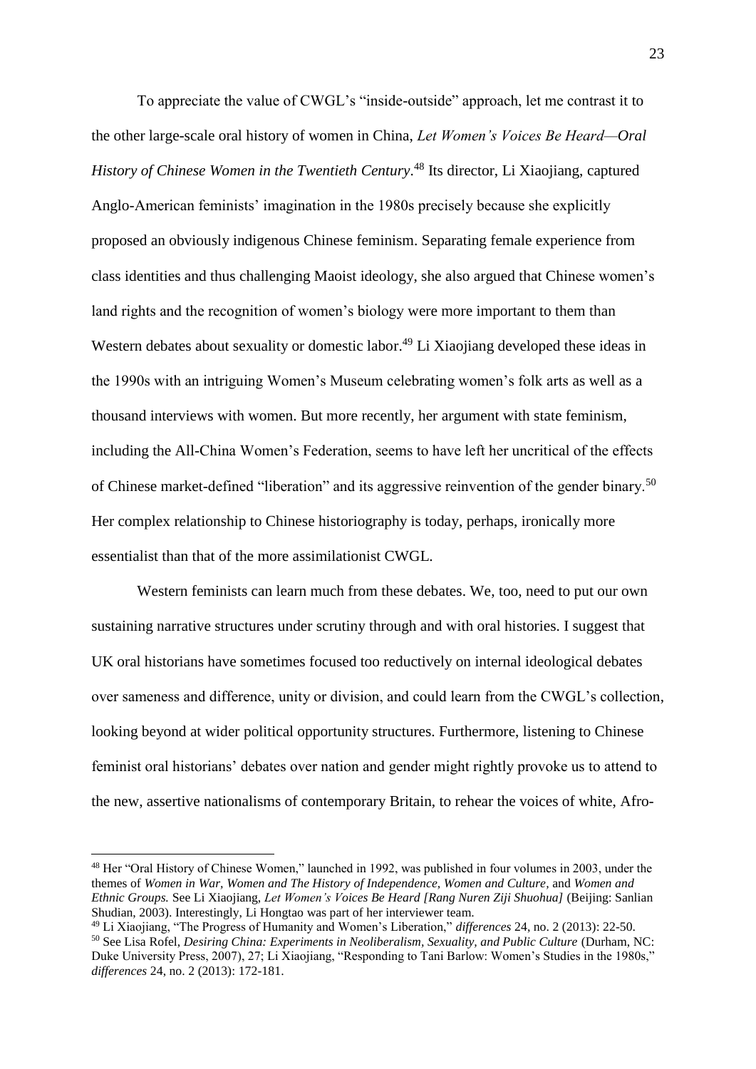To appreciate the value of CWGL's "inside-outside" approach, let me contrast it to the other large-scale oral history of women in China, *Let Women's Voices Be Heard—Oral History of Chinese Women in the Twentieth Century*.[48] Its director, Li Xiaojiang, captured Anglo-American feminists' imagination in the 1980s precisely because she explicitly proposed an obviously indigenous Chinese feminism. Separating female experience from class identities and thus challenging Maoist ideology, she also argued that Chinese women's land rights and the recognition of women's biology were more important to them than Western debates about sexuality or domestic labor.[49] Li Xiaojiang developed these ideas in the 1990s with an intriguing Women's Museum celebrating women's folk arts as well as a thousand interviews with women. But more recently, her argument with state feminism, including the All-China Women's Federation, seems to have left her uncritical of the effects of Chinese market-defined "liberation" and its aggressive reinvention of the gender binary.[50] Her complex relationship to Chinese historiography is today, perhaps, ironically more essentialist than that of the more assimilationist CWGL.

Western feminists can learn much from these debates. We, too, need to put our own sustaining narrative structures under scrutiny through and with oral histories. I suggest that UK oral historians have sometimes focused too reductively on internal ideological debates over sameness and difference, unity or division, and could learn from the CWGL's collection, looking beyond at wider political opportunity structures. Furthermore, listening to Chinese feminist oral historians' debates over nation and gender might rightly provoke us to attend to the new, assertive nationalisms of contemporary Britain, to rehear the voices of white, Afro-

---

[48] Her "Oral History of Chinese Women," launched in 1992, was published in four volumes in 2003, under the themes of *Women in War, Women and The History of Independence, Women and Culture,* and *Women and Ethnic Groups.* See Li Xiaojiang, *Let Women's Voices Be Heard [Rang Nuren Ziji Shuohua]* (Beijing: Sanlian Shudian, 2003). Interestingly, Li Hongtao was part of her interviewer team.

[49] Li Xiaojiang, "The Progress of Humanity and Women's Liberation," *differences* 24, no. 2 (2013): 22-50.

[50] See Lisa Rofel, *Desiring China: Experiments in Neoliberalism, Sexuality, and Public Culture* (Durham, NC: Duke University Press, 2007), 27; Li Xiaojiang, "Responding to Tani Barlow: Women's Studies in the 1980s," *differences* 24, no. 2 (2013): 172-181.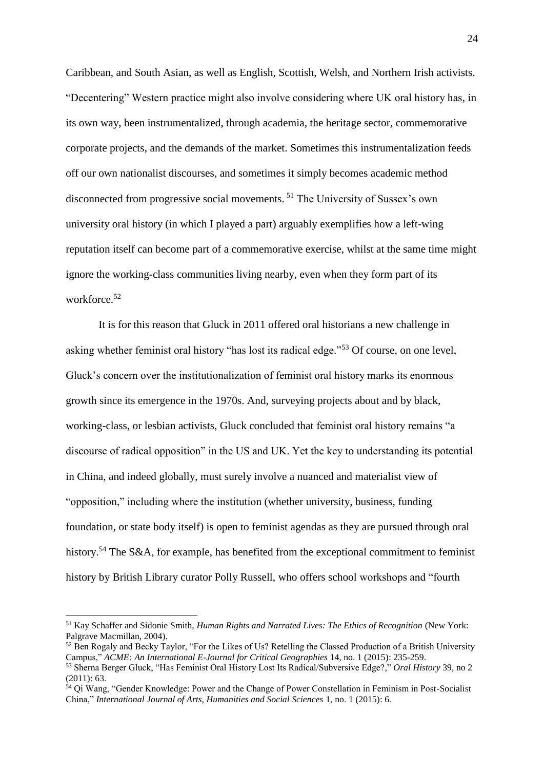Caribbean, and South Asian, as well as English, Scottish, Welsh, and Northern Irish activists. "Decentering" Western practice might also involve considering where UK oral history has, in its own way, been instrumentalized, through academia, the heritage sector, commemorative corporate projects, and the demands of the market. Sometimes this instrumentalization feeds off our own nationalist discourses, and sometimes it simply becomes academic method disconnected from progressive social movements. [51] The University of Sussex's own university oral history (in which I played a part) arguably exemplifies how a left-wing reputation itself can become part of a commemorative exercise, whilst at the same time might ignore the working-class communities living nearby, even when they form part of its workforce.[52]

It is for this reason that Gluck in 2011 offered oral historians a new challenge in asking whether feminist oral history "has lost its radical edge."[53] Of course, on one level, Gluck's concern over the institutionalization of feminist oral history marks its enormous growth since its emergence in the 1970s. And, surveying projects about and by black, working-class, or lesbian activists, Gluck concluded that feminist oral history remains "a discourse of radical opposition" in the US and UK. Yet the key to understanding its potential in China, and indeed globally, must surely involve a nuanced and materialist view of "opposition," including where the institution (whether university, business, funding foundation, or state body itself) is open to feminist agendas as they are pursued through oral history.[54] The S&A, for example, has benefited from the exceptional commitment to feminist history by British Library curator Polly Russell, who offers school workshops and "fourth

---

[51] Kay Schaffer and Sidonie Smith, *Human Rights and Narrated Lives: The Ethics of Recognition* (New York: Palgrave Macmillan, 2004).

[52] Ben Rogaly and Becky Taylor, "For the Likes of Us? Retelling the Classed Production of a British University Campus," *ACME: An International E-Journal for Critical Geographies* 14, no. 1 (2015): 235-259.

[53] Sherna Berger Gluck, "Has Feminist Oral History Lost Its Radical/Subversive Edge?," *Oral History* 39, no 2 (2011): 63.

[54] Qi Wang, "Gender Knowledge: Power and the Change of Power Constellation in Feminism in Post-Socialist China," *International Journal of Arts, Humanities and Social Sciences* 1, no. 1 (2015): 6.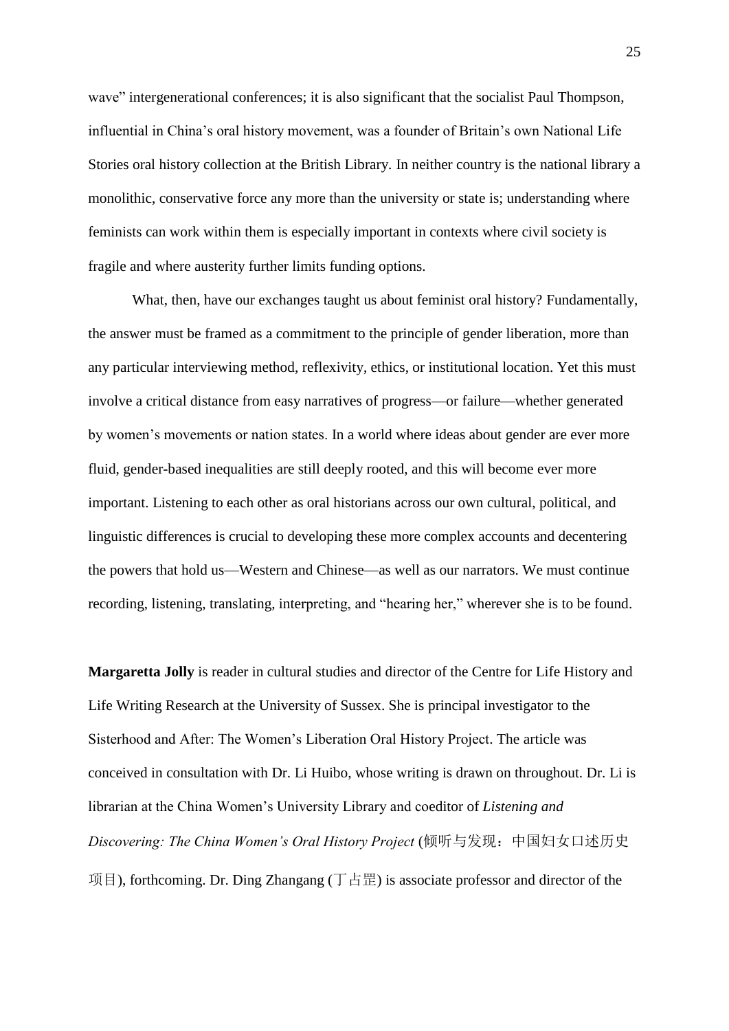wave" intergenerational conferences; it is also significant that the socialist Paul Thompson, influential in China's oral history movement, was a founder of Britain's own National Life Stories oral history collection at the British Library. In neither country is the national library a monolithic, conservative force any more than the university or state is; understanding where feminists can work within them is especially important in contexts where civil society is fragile and where austerity further limits funding options.

What, then, have our exchanges taught us about feminist oral history? Fundamentally, the answer must be framed as a commitment to the principle of gender liberation, more than any particular interviewing method, reflexivity, ethics, or institutional location. Yet this must involve a critical distance from easy narratives of progress—or failure—whether generated by women's movements or nation states. In a world where ideas about gender are ever more fluid, gender-based inequalities are still deeply rooted, and this will become ever more important. Listening to each other as oral historians across our own cultural, political, and linguistic differences is crucial to developing these more complex accounts and decentering the powers that hold us—Western and Chinese—as well as our narrators. We must continue recording, listening, translating, interpreting, and "hearing her," wherever she is to be found.

**Margaretta Jolly** is reader in cultural studies and director of the Centre for Life History and Life Writing Research at the University of Sussex. She is principal investigator to the Sisterhood and After: The Women's Liberation Oral History Project. The article was conceived in consultation with Dr. Li Huibo, whose writing is drawn on throughout. Dr. Li is librarian at the China Women's University Library and coeditor of *Listening and Discovering: The China Women's Oral History Project* (倾听与发现：中国妇女口述历史项目), forthcoming. Dr. Ding Zhangang (丁占罡) is associate professor and director of the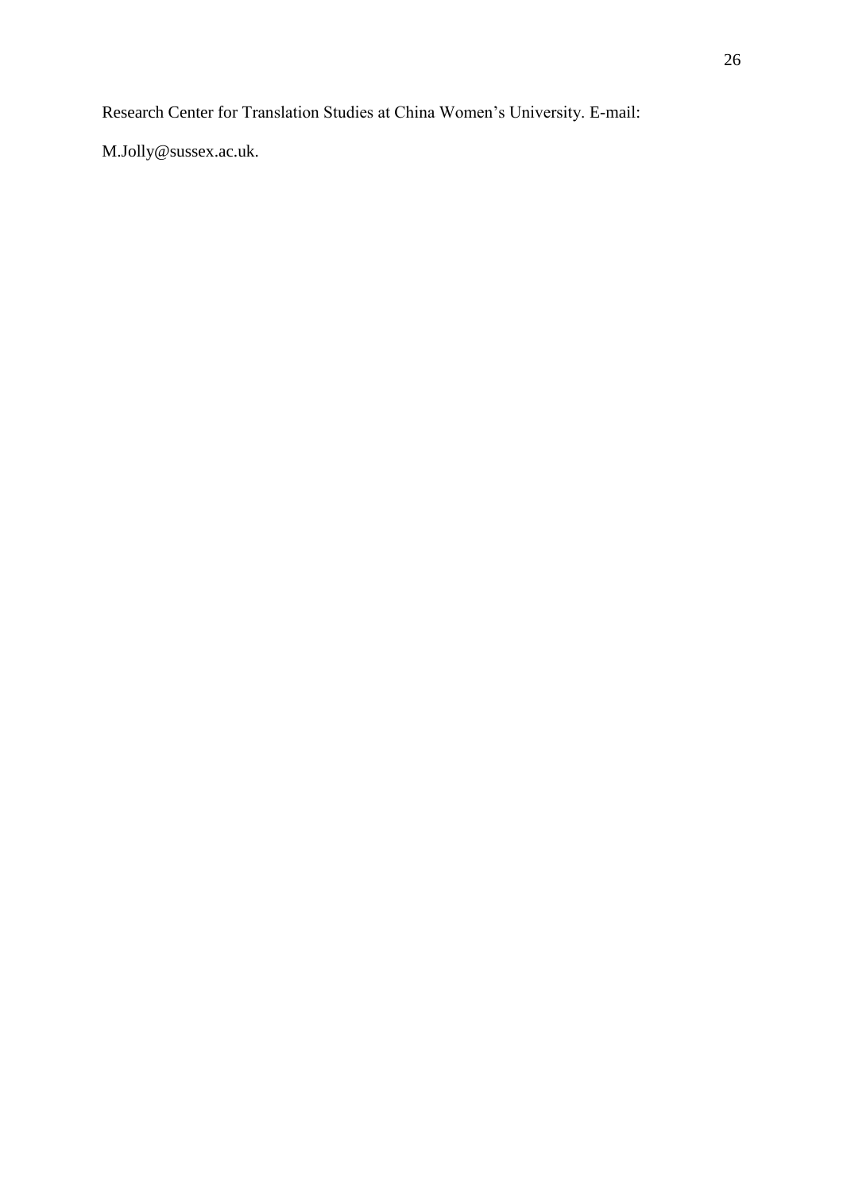Research Center for Translation Studies at China Women's University. E-mail:

M.Jolly@sussex.ac.uk.